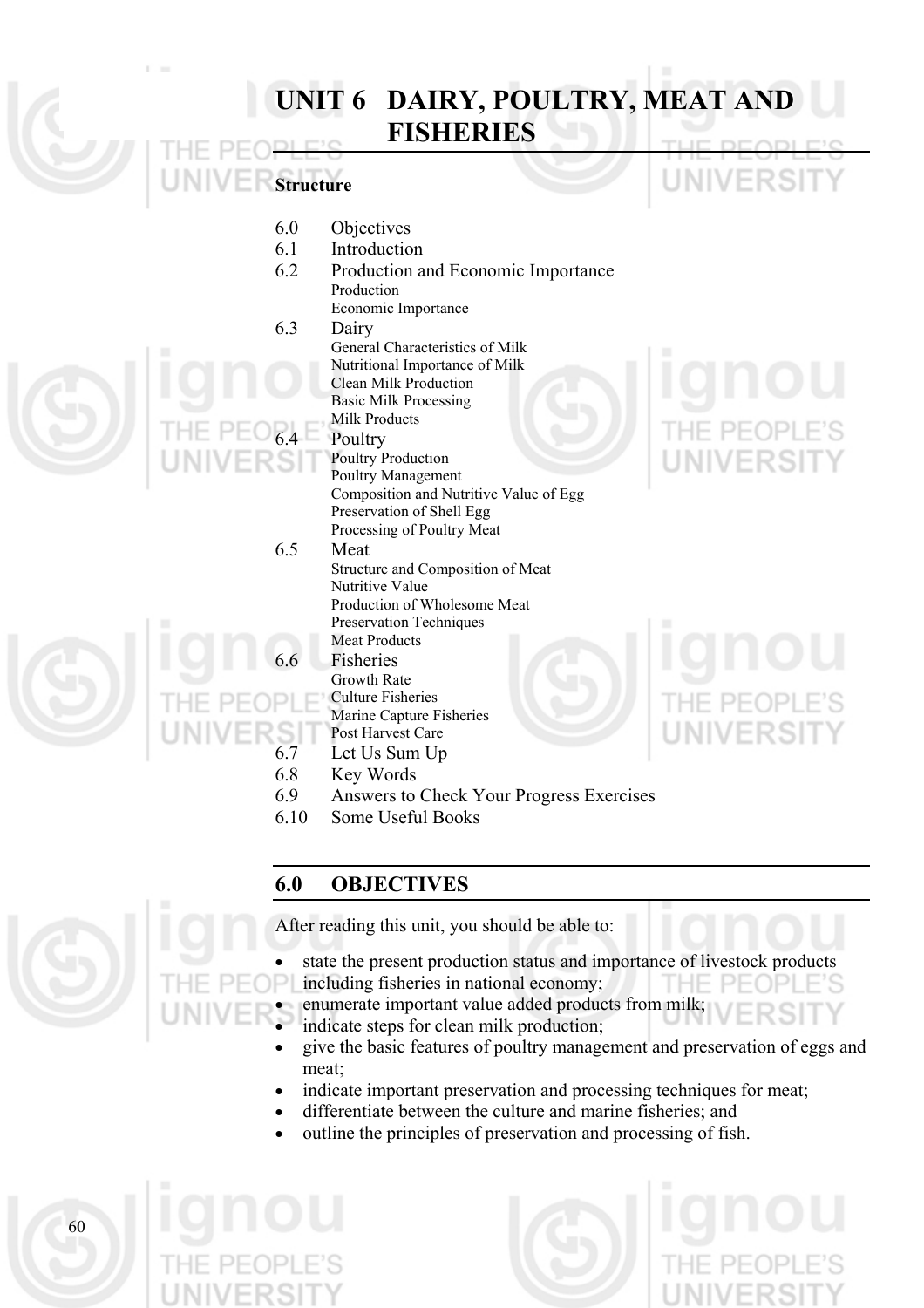# UNIT 6 DAIRY, POULTRY, MEAT AND FISHERIES

**Structure**

- 6.0 Objectives
- 6.1 Introduction
- 6.2 Production and Economic Importance
  - Production
  - Economic Importance
- 6.3 Dairy
  - General Characteristics of Milk
  - Nutritional Importance of Milk
  - Clean Milk Production
  - Basic Milk Processing
  - Milk Products
- 6.4 Poultry
  - Poultry Production
  - Poultry Management
  - Composition and Nutritive Value of Egg
  - Preservation of Shell Egg
  - Processing of Poultry Meat
- 6.5 Meat
  - Structure and Composition of Meat
  - Nutritive Value
  - Production of Wholesome Meat
  - Preservation Techniques
  - Meat Products
- 6.6 Fisheries
  - Growth Rate
  - Culture Fisheries
  - Marine Capture Fisheries
  - Post Harvest Care
- 6.7 Let Us Sum Up
- 6.8 Key Words
- 6.9 Answers to Check Your Progress Exercises
- 6.10 Some Useful Books

## 6.0 OBJECTIVES

After reading this unit, you should be able to:

- state the present production status and importance of livestock products including fisheries in national economy;
- enumerate important value added products from milk;
- indicate steps for clean milk production;
- give the basic features of poultry management and preservation of eggs and meat;
- indicate important preservation and processing techniques for meat;
- differentiate between the culture and marine fisheries; and
- outline the principles of preservation and processing of fish.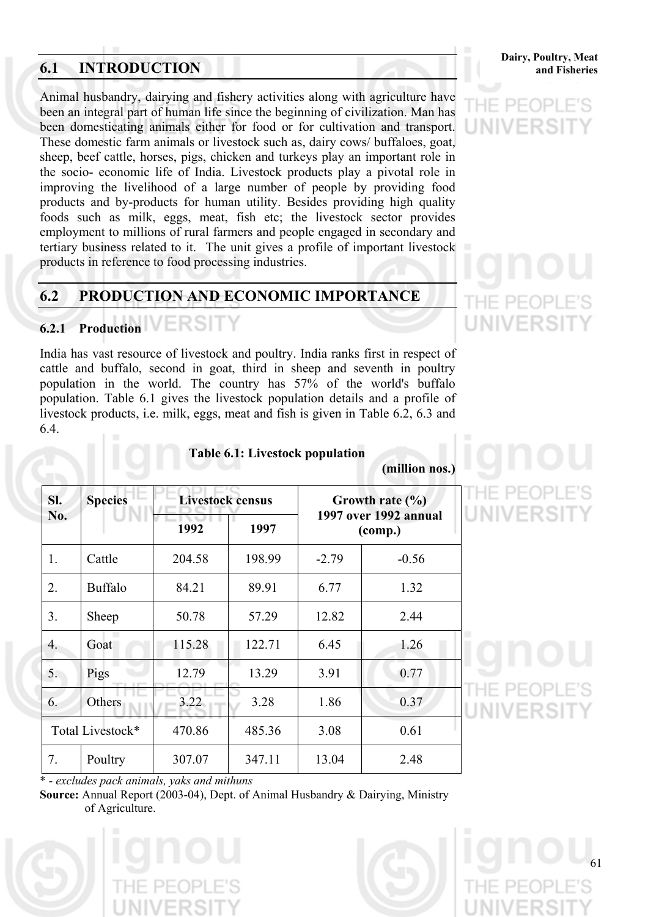## 6.1 INTRODUCTION

Animal husbandry, dairying and fishery activities along with agriculture have been an integral part of human life since the beginning of civilization. Man has been domesticating animals either for food or for cultivation and transport. These domestic farm animals or livestock such as, dairy cows/ buffaloes, goat, sheep, beef cattle, horses, pigs, chicken and turkeys play an important role in the socio- economic life of India. Livestock products play a pivotal role in improving the livelihood of a large number of people by providing food products and by-products for human utility. Besides providing high quality foods such as milk, eggs, meat, fish etc; the livestock sector provides employment to millions of rural farmers and people engaged in secondary and tertiary business related to it. The unit gives a profile of important livestock products in reference to food processing industries.

## 6.2 PRODUCTION AND ECONOMIC IMPORTANCE

### 6.2.1 Production

India has vast resource of livestock and poultry. India ranks first in respect of cattle and buffalo, second in goat, third in sheep and seventh in poultry population in the world. The country has 57% of the world's buffalo population. Table 6.1 gives the livestock population details and a profile of livestock products, i.e. milk, eggs, meat and fish is given in Table 6.2, 6.3 and 6.4.

**Table 6.1: Livestock population**

**(million nos.)**

| Sl. No. | Species | Livestock census | | Growth rate (%) 1997 over 1992 annual (comp.) | |
|---|---|---|---|---|---|
| | | 1992 | 1997 | | |
| 1. | Cattle | 204.58 | 198.99 | -2.79 | -0.56 |
| 2. | Buffalo | 84.21 | 89.91 | 6.77 | 1.32 |
| 3. | Sheep | 50.78 | 57.29 | 12.82 | 2.44 |
| 4. | Goat | 115.28 | 122.71 | 6.45 | 1.26 |
| 5. | Pigs | 12.79 | 13.29 | 3.91 | 0.77 |
| 6. | Others | 3.22 | 3.28 | 1.86 | 0.37 |
| Total Livestock* | | 470.86 | 485.36 | 3.08 | 0.61 |
| 7. | Poultry | 307.07 | 347.11 | 13.04 | 2.48 |

\* - *excludes pack animals, yaks and mithuns*

**Source:** Annual Report (2003-04), Dept. of Animal Husbandry & Dairying, Ministry of Agriculture.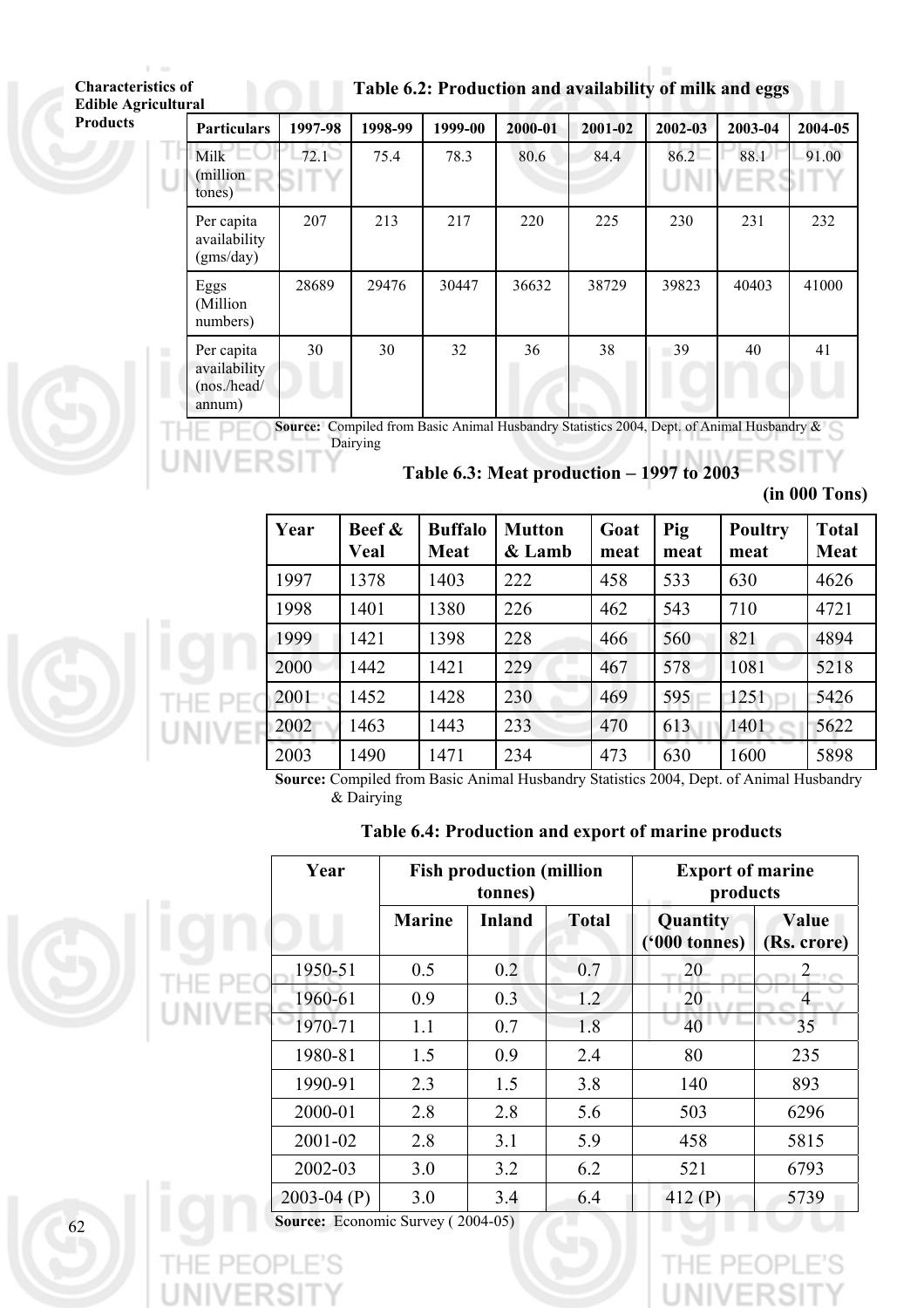**Table 6.2: Production and availability of milk and eggs**

| Particulars | 1997-98 | 1998-99 | 1999-00 | 2000-01 | 2001-02 | 2002-03 | 2003-04 | 2004-05 |
|---|---|---|---|---|---|---|---|---|
| Milk (million tones) | 72.1 | 75.4 | 78.3 | 80.6 | 84.4 | 86.2 | 88.1 | 91.00 |
| Per capita availability (gms/day) | 207 | 213 | 217 | 220 | 225 | 230 | 231 | 232 |
| Eggs (Million numbers) | 28689 | 29476 | 30447 | 36632 | 38729 | 39823 | 40403 | 41000 |
| Per capita availability (nos./head/ annum) | 30 | 30 | 32 | 36 | 38 | 39 | 40 | 41 |

**Source:** Compiled from Basic Animal Husbandry Statistics 2004, Dept. of Animal Husbandry & Dairying

**Table 6.3: Meat production – 1997 to 2003**

**(in 000 Tons)**

| Year | Beef & Veal | Buffalo Meat | Mutton & Lamb | Goat meat | Pig meat | Poultry meat | Total Meat |
|---|---|---|---|---|---|---|---|
| 1997 | 1378 | 1403 | 222 | 458 | 533 | 630 | 4626 |
| 1998 | 1401 | 1380 | 226 | 462 | 543 | 710 | 4721 |
| 1999 | 1421 | 1398 | 228 | 466 | 560 | 821 | 4894 |
| 2000 | 1442 | 1421 | 229 | 467 | 578 | 1081 | 5218 |
| 2001 | 1452 | 1428 | 230 | 469 | 595 | 1251 | 5426 |
| 2002 | 1463 | 1443 | 233 | 470 | 613 | 1401 | 5622 |
| 2003 | 1490 | 1471 | 234 | 473 | 630 | 1600 | 5898 |

**Source:** Compiled from Basic Animal Husbandry Statistics 2004, Dept. of Animal Husbandry & Dairying

**Table 6.4: Production and export of marine products**

| Year | Fish production (million tonnes) | | | Export of marine products | |
|---|---|---|---|---|---|
| | Marine | Inland | Total | Quantity ('000 tonnes) | Value (Rs. crore) |
| 1950-51 | 0.5 | 0.2 | 0.7 | 20 | 2 |
| 1960-61 | 0.9 | 0.3 | 1.2 | 20 | 4 |
| 1970-71 | 1.1 | 0.7 | 1.8 | 40 | 35 |
| 1980-81 | 1.5 | 0.9 | 2.4 | 80 | 235 |
| 1990-91 | 2.3 | 1.5 | 3.8 | 140 | 893 |
| 2000-01 | 2.8 | 2.8 | 5.6 | 503 | 6296 |
| 2001-02 | 2.8 | 3.1 | 5.9 | 458 | 5815 |
| 2002-03 | 3.0 | 3.2 | 6.2 | 521 | 6793 |
| 2003-04 (P) | 3.0 | 3.4 | 6.4 | 412 (P) | 5739 |

**Source:** Economic Survey ( 2004-05)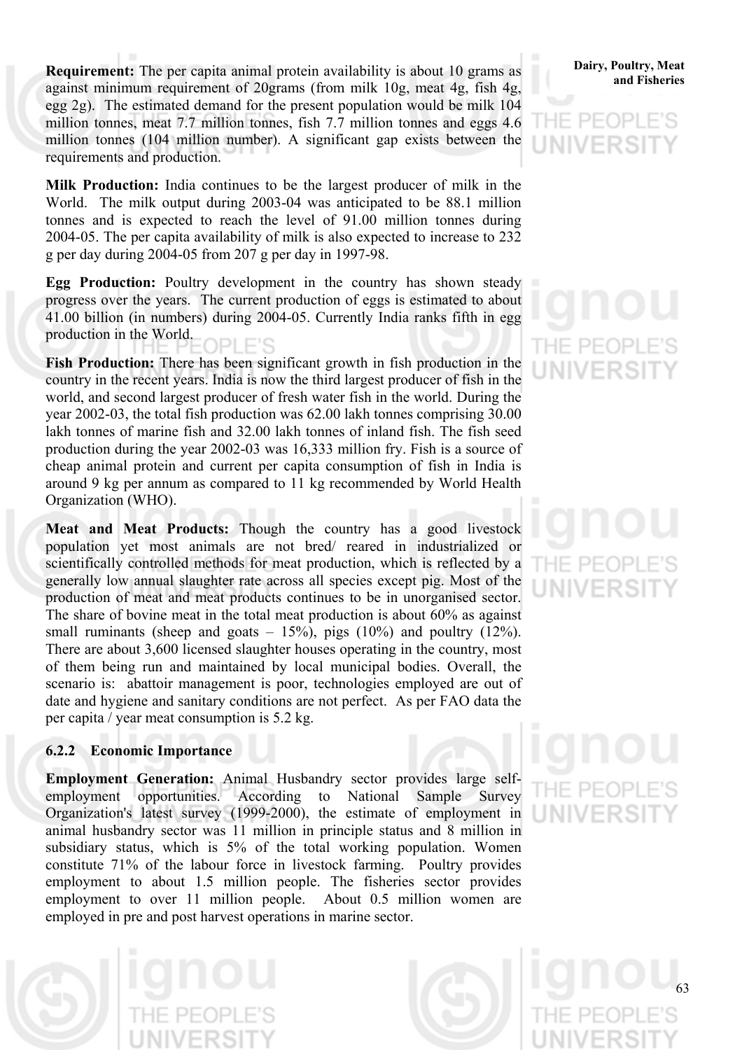**Requirement:** The per capita animal protein availability is about 10 grams as against minimum requirement of 20grams (from milk 10g, meat 4g, fish 4g, egg 2g). The estimated demand for the present population would be milk 104 million tonnes, meat 7.7 million tonnes, fish 7.7 million tonnes and eggs 4.6 million tonnes (104 million number). A significant gap exists between the requirements and production.

**Milk Production:** India continues to be the largest producer of milk in the World. The milk output during 2003-04 was anticipated to be 88.1 million tonnes and is expected to reach the level of 91.00 million tonnes during 2004-05. The per capita availability of milk is also expected to increase to 232 g per day during 2004-05 from 207 g per day in 1997-98.

**Egg Production:** Poultry development in the country has shown steady progress over the years. The current production of eggs is estimated to about 41.00 billion (in numbers) during 2004-05. Currently India ranks fifth in egg production in the World.

**Fish Production:** There has been significant growth in fish production in the country in the recent years. India is now the third largest producer of fish in the world, and second largest producer of fresh water fish in the world. During the year 2002-03, the total fish production was 62.00 lakh tonnes comprising 30.00 lakh tonnes of marine fish and 32.00 lakh tonnes of inland fish. The fish seed production during the year 2002-03 was 16,333 million fry. Fish is a source of cheap animal protein and current per capita consumption of fish in India is around 9 kg per annum as compared to 11 kg recommended by World Health Organization (WHO).

**Meat and Meat Products:** Though the country has a good livestock population yet most animals are not bred/ reared in industrialized or scientifically controlled methods for meat production, which is reflected by a generally low annual slaughter rate across all species except pig. Most of the production of meat and meat products continues to be in unorganised sector. The share of bovine meat in the total meat production is about 60% as against small ruminants (sheep and goats – 15%), pigs (10%) and poultry (12%). There are about 3,600 licensed slaughter houses operating in the country, most of them being run and maintained by local municipal bodies. Overall, the scenario is: abattoir management is poor, technologies employed are out of date and hygiene and sanitary conditions are not perfect. As per FAO data the per capita / year meat consumption is 5.2 kg.

### 6.2.2 Economic Importance

**Employment Generation:** Animal Husbandry sector provides large self-employment opportunities. According to National Sample Survey Organization's latest survey (1999-2000), the estimate of employment in animal husbandry sector was 11 million in principle status and 8 million in subsidiary status, which is 5% of the total working population. Women constitute 71% of the labour force in livestock farming. Poultry provides employment to about 1.5 million people. The fisheries sector provides employment to over 11 million people. About 0.5 million women are employed in pre and post harvest operations in marine sector.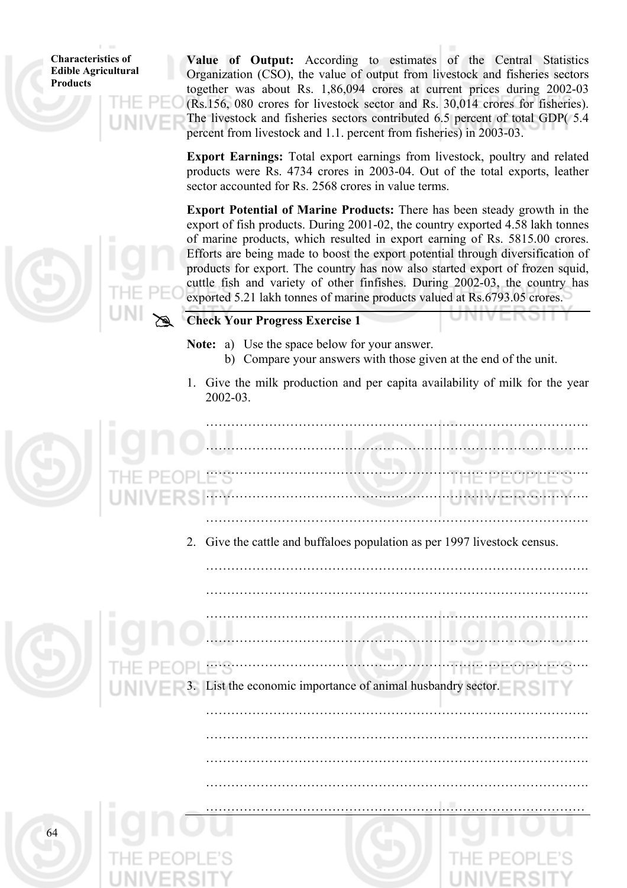**Value of Output:** According to estimates of the Central Statistics Organization (CSO), the value of output from livestock and fisheries sectors together was about Rs. 1,86,094 crores at current prices during 2002-03 (Rs.156, 080 crores for livestock sector and Rs. 30,014 crores for fisheries). The livestock and fisheries sectors contributed 6.5 percent of total GDP( 5.4 percent from livestock and 1.1. percent from fisheries) in 2003-03.

**Export Earnings:** Total export earnings from livestock, poultry and related products were Rs. 4734 crores in 2003-04. Out of the total exports, leather sector accounted for Rs. 2568 crores in value terms.

**Export Potential of Marine Products:** There has been steady growth in the export of fish products. During 2001-02, the country exported 4.58 lakh tonnes of marine products, which resulted in export earning of Rs. 5815.00 crores. Efforts are being made to boost the export potential through diversification of products for export. The country has now also started export of frozen squid, cuttle fish and variety of other finfishes. During 2002-03, the country has exported 5.21 lakh tonnes of marine products valued at Rs.6793.05 crores.

---

**Check Your Progress Exercise 1**

**Note:** a) Use the space below for your answer.
b) Compare your answers with those given at the end of the unit.

1. Give the milk production and per capita availability of milk for the year 2002-03.

……………………………………………………………………………….
……………………………………………………………………………….
……………………………………………………………………………….
……………………………………………………………………………….
……………………………………………………………………………….

2. Give the cattle and buffaloes population as per 1997 livestock census.

……………………………………………………………………………….
……………………………………………………………………………….
……………………………………………………………………………….
……………………………………………………………………………….
……………………………………………………………………………….

3. List the economic importance of animal husbandry sector.

……………………………………………………………………………….
……………………………………………………………………………….
……………………………………………………………………………….
……………………………………………………………………………….
……………………………………………………………………………….

---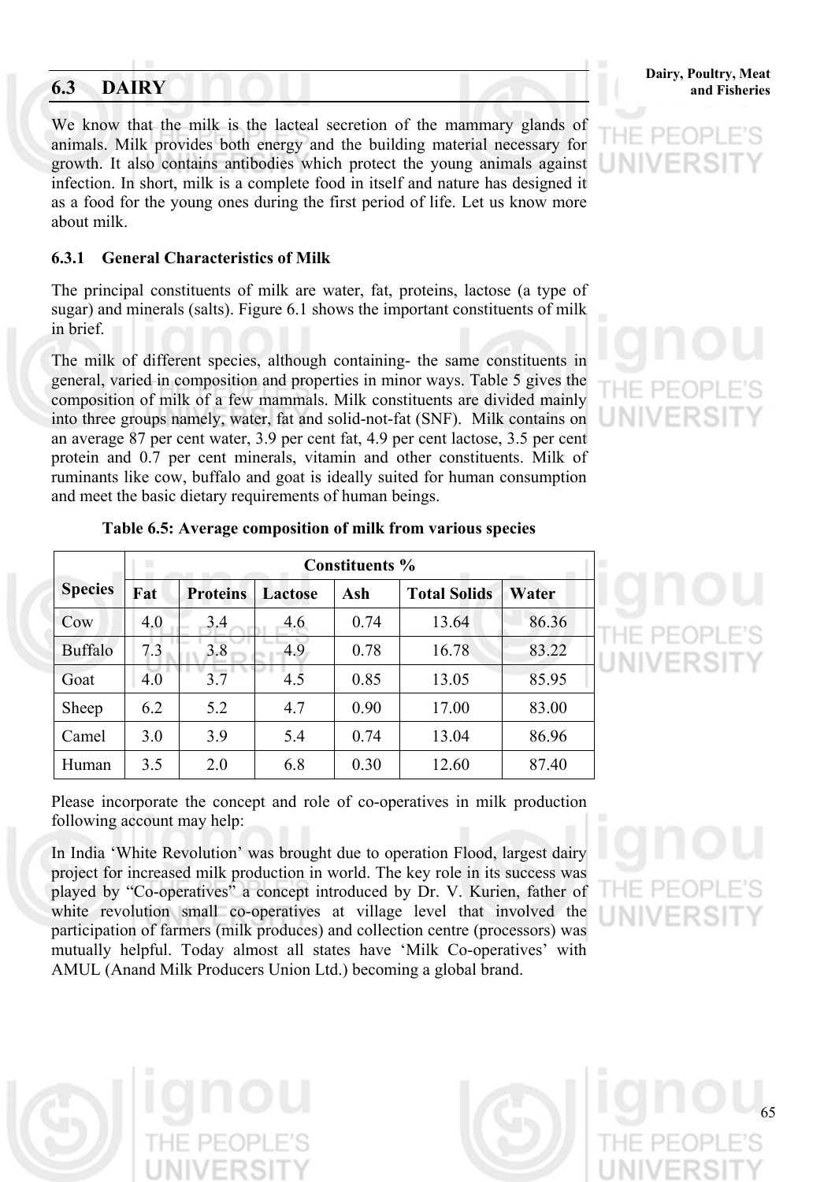## 6.3 DAIRY

We know that the milk is the lacteal secretion of the mammary glands of animals. Milk provides both energy and the building material necessary for growth. It also contains antibodies which protect the young animals against infection. In short, milk is a complete food in itself and nature has designed it as a food for the young ones during the first period of life. Let us know more about milk.

### 6.3.1 General Characteristics of Milk

The principal constituents of milk are water, fat, proteins, lactose (a type of sugar) and minerals (salts). Figure 6.1 shows the important constituents of milk in brief.

The milk of different species, although containing- the same constituents in general, varied in composition and properties in minor ways. Table 5 gives the composition of milk of a few mammals. Milk constituents are divided mainly into three groups namely, water, fat and solid-not-fat (SNF). Milk contains on an average 87 per cent water, 3.9 per cent fat, 4.9 per cent lactose, 3.5 per cent protein and 0.7 per cent minerals, vitamin and other constituents. Milk of ruminants like cow, buffalo and goat is ideally suited for human consumption and meet the basic dietary requirements of human beings.

**Table 6.5: Average composition of milk from various species**

| Species | Constituents % | | | | | |
|---|---|---|---|---|---|---|
| | Fat | Proteins | Lactose | Ash | Total Solids | Water |
| Cow | 4.0 | 3.4 | 4.6 | 0.74 | 13.64 | 86.36 |
| Buffalo | 7.3 | 3.8 | 4.9 | 0.78 | 16.78 | 83.22 |
| Goat | 4.0 | 3.7 | 4.5 | 0.85 | 13.05 | 85.95 |
| Sheep | 6.2 | 5.2 | 4.7 | 0.90 | 17.00 | 83.00 |
| Camel | 3.0 | 3.9 | 5.4 | 0.74 | 13.04 | 86.96 |
| Human | 3.5 | 2.0 | 6.8 | 0.30 | 12.60 | 87.40 |

Please incorporate the concept and role of co-operatives in milk production following account may help:

In India 'White Revolution' was brought due to operation Flood, largest dairy project for increased milk production in world. The key role in its success was played by "Co-operatives" a concept introduced by Dr. V. Kurien, father of white revolution small co-operatives at village level that involved the participation of farmers (milk produces) and collection centre (processors) was mutually helpful. Today almost all states have 'Milk Co-operatives' with AMUL (Anand Milk Producers Union Ltd.) becoming a global brand.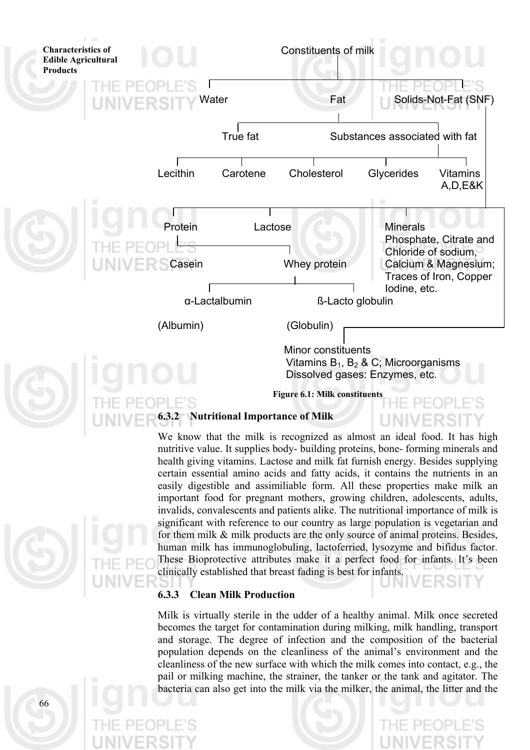Constituents of milk

- Water
- Fat
  - True fat
  - Substances associated with fat
    - Lecithin
    - Carotene
    - Cholesterol
    - Glycerides
    - Vitamins A,D,E&K
- Solids-Not-Fat (SNF)
  - Protein
    - Casein
    - Whey protein
      - α-Lactalbumin (Albumin)
      - ß-Lacto globulin (Globulin)
  - Lactose
  - Minerals: Phosphate, Citrate and Chloride of sodium, Calcium & Magnesium; Traces of Iron, Copper Iodine, etc.
  - Minor constituents: Vitamins $B_1$, $B_2$ & C; Microorganisms; Dissolved gases: Enzymes, etc.

**Figure 6.1: Milk constituents**

### 6.3.2 Nutritional Importance of Milk

We know that the milk is recognized as almost an ideal food. It has high nutritive value. It supplies body- building proteins, bone- forming minerals and health giving vitamins. Lactose and milk fat furnish energy. Besides supplying certain essential amino acids and fatty acids, it contains the nutrients in an easily digestible and assimiliable form. All these properties make milk an important food for pregnant mothers, growing children, adolescents, adults, invalids, convalescents and patients alike. The nutritional importance of milk is significant with reference to our country as large population is vegetarian and for them milk & milk products are the only source of animal proteins. Besides, human milk has immunoglobuling, lactoferried, lysozyme and bifidus factor. These Bioprotective attributes make it a perfect food for infants. It's been clinically established that breast fading is best for infants.

### 6.3.3 Clean Milk Production

Milk is virtually sterile in the udder of a healthy animal. Milk once secreted becomes the target for contamination during milking, milk handling, transport and storage. The degree of infection and the composition of the bacterial population depends on the cleanliness of the animal's environment and the cleanliness of the new surface with which the milk comes into contact, e.g., the pail or milking machine, the strainer, the tanker or the tank and agitator. The bacteria can also get into the milk via the milker, the animal, the litter and the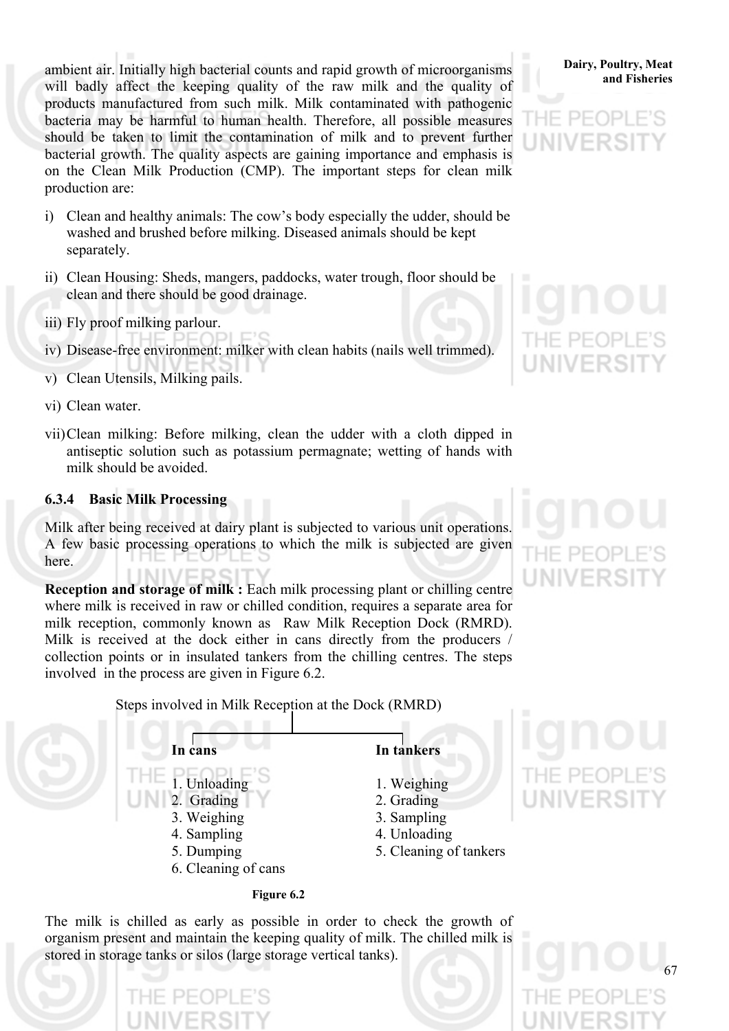ambient air. Initially high bacterial counts and rapid growth of microorganisms will badly affect the keeping quality of the raw milk and the quality of products manufactured from such milk. Milk contaminated with pathogenic bacteria may be harmful to human health. Therefore, all possible measures should be taken to limit the contamination of milk and to prevent further bacterial growth. The quality aspects are gaining importance and emphasis is on the Clean Milk Production (CMP). The important steps for clean milk production are:

i) Clean and healthy animals: The cow's body especially the udder, should be washed and brushed before milking. Diseased animals should be kept separately.

ii) Clean Housing: Sheds, mangers, paddocks, water trough, floor should be clean and there should be good drainage.

iii) Fly proof milking parlour.

iv) Disease-free environment: milker with clean habits (nails well trimmed).

v) Clean Utensils, Milking pails.

vi) Clean water.

vii) Clean milking: Before milking, clean the udder with a cloth dipped in antiseptic solution such as potassium permagnate; wetting of hands with milk should be avoided.

### 6.3.4 Basic Milk Processing

Milk after being received at dairy plant is subjected to various unit operations. A few basic processing operations to which the milk is subjected are given here.

**Reception and storage of milk :** Each milk processing plant or chilling centre where milk is received in raw or chilled condition, requires a separate area for milk reception, commonly known as Raw Milk Reception Dock (RMRD). Milk is received at the dock either in cans directly from the producers / collection points or in insulated tankers from the chilling centres. The steps involved in the process are given in Figure 6.2.

Steps involved in Milk Reception at the Dock (RMRD)

| In cans | In tankers |
|---|---|
| 1. Unloading | 1. Weighing |
| 2. Grading | 2. Grading |
| 3. Weighing | 3. Sampling |
| 4. Sampling | 4. Unloading |
| 5. Dumping | 5. Cleaning of tankers |
| 6. Cleaning of cans | |

**Figure 6.2**

The milk is chilled as early as possible in order to check the growth of organism present and maintain the keeping quality of milk. The chilled milk is stored in storage tanks or silos (large storage vertical tanks).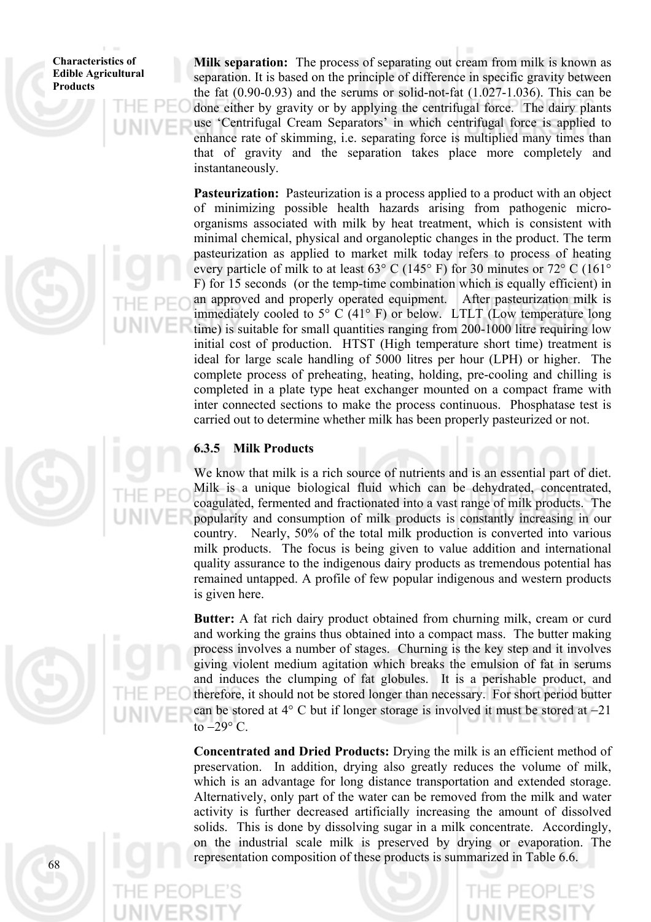**Milk separation:** The process of separating out cream from milk is known as separation. It is based on the principle of difference in specific gravity between the fat (0.90-0.93) and the serums or solid-not-fat (1.027-1.036). This can be done either by gravity or by applying the centrifugal force. The dairy plants use 'Centrifugal Cream Separators' in which centrifugal force is applied to enhance rate of skimming, i.e. separating force is multiplied many times than that of gravity and the separation takes place more completely and instantaneously.

**Pasteurization:** Pasteurization is a process applied to a product with an object of minimizing possible health hazards arising from pathogenic micro-organisms associated with milk by heat treatment, which is consistent with minimal chemical, physical and organoleptic changes in the product. The term pasteurization as applied to market milk today refers to process of heating every particle of milk to at least 63° C (145° F) for 30 minutes or 72° C (161° F) for 15 seconds (or the temp-time combination which is equally efficient) in an approved and properly operated equipment. After pasteurization milk is immediately cooled to 5° C (41° F) or below. LTLT (Low temperature long time) is suitable for small quantities ranging from 200-1000 litre requiring low initial cost of production. HTST (High temperature short time) treatment is ideal for large scale handling of 5000 litres per hour (LPH) or higher. The complete process of preheating, heating, holding, pre-cooling and chilling is completed in a plate type heat exchanger mounted on a compact frame with inter connected sections to make the process continuous. Phosphatase test is carried out to determine whether milk has been properly pasteurized or not.

### 6.3.5 Milk Products

We know that milk is a rich source of nutrients and is an essential part of diet. Milk is a unique biological fluid which can be dehydrated, concentrated, coagulated, fermented and fractionated into a vast range of milk products. The popularity and consumption of milk products is constantly increasing in our country. Nearly, 50% of the total milk production is converted into various milk products. The focus is being given to value addition and international quality assurance to the indigenous dairy products as tremendous potential has remained untapped. A profile of few popular indigenous and western products is given here.

**Butter:** A fat rich dairy product obtained from churning milk, cream or curd and working the grains thus obtained into a compact mass. The butter making process involves a number of stages. Churning is the key step and it involves giving violent medium agitation which breaks the emulsion of fat in serums and induces the clumping of fat globules. It is a perishable product, and therefore, it should not be stored longer than necessary. For short period butter can be stored at 4° C but if longer storage is involved it must be stored at −21 to −29° C.

**Concentrated and Dried Products:** Drying the milk is an efficient method of preservation. In addition, drying also greatly reduces the volume of milk, which is an advantage for long distance transportation and extended storage. Alternatively, only part of the water can be removed from the milk and water activity is further decreased artificially increasing the amount of dissolved solids. This is done by dissolving sugar in a milk concentrate. Accordingly, on the industrial scale milk is preserved by drying or evaporation. The representation composition of these products is summarized in Table 6.6.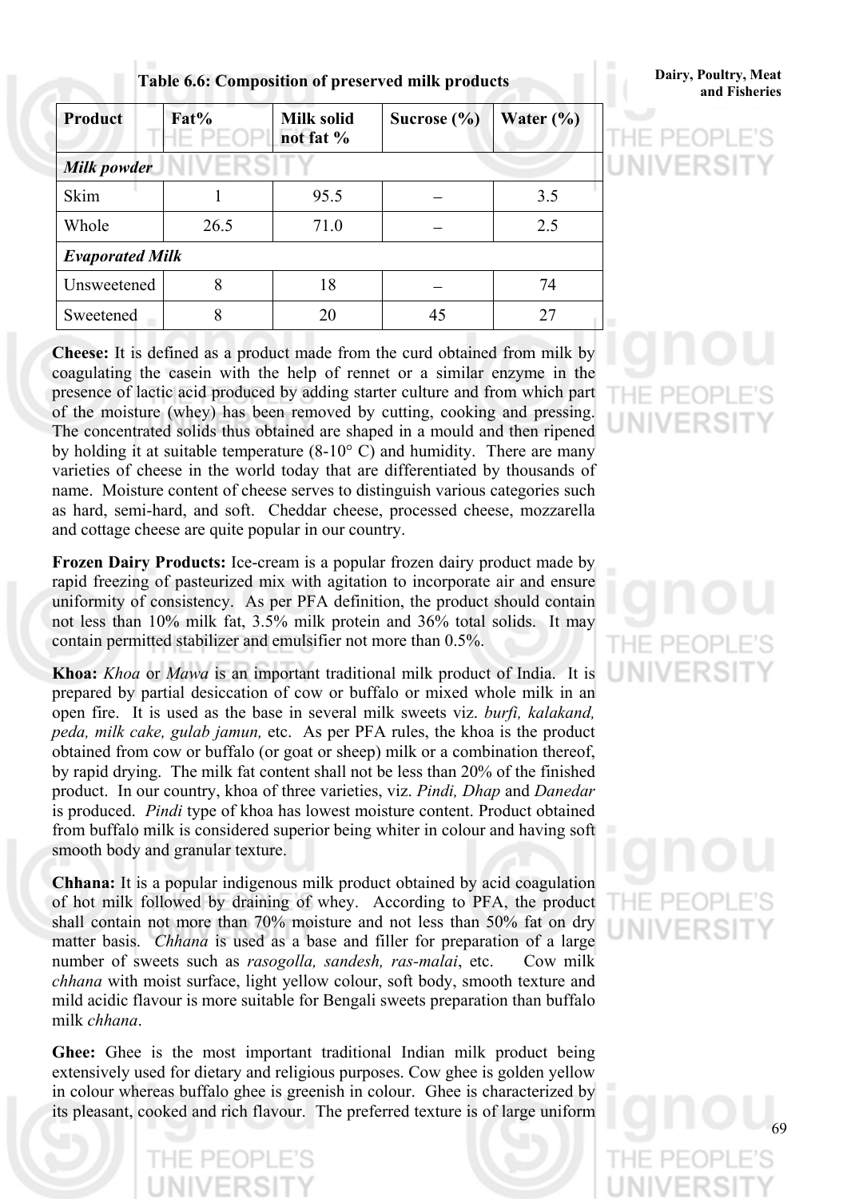**Table 6.6: Composition of preserved milk products**

| Product | Fat% | Milk solid not fat % | Sucrose (%) | Water (%) |
|---|---|---|---|---|
| ***Milk powder*** | | | | |
| Skim | 1 | 95.5 | – | 3.5 |
| Whole | 26.5 | 71.0 | – | 2.5 |
| ***Evaporated Milk*** | | | | |
| Unsweetened | 8 | 18 | – | 74 |
| Sweetened | 8 | 20 | 45 | 27 |

**Cheese:** It is defined as a product made from the curd obtained from milk by coagulating the casein with the help of rennet or a similar enzyme in the presence of lactic acid produced by adding starter culture and from which part of the moisture (whey) has been removed by cutting, cooking and pressing. The concentrated solids thus obtained are shaped in a mould and then ripened by holding it at suitable temperature (8-10° C) and humidity. There are many varieties of cheese in the world today that are differentiated by thousands of name. Moisture content of cheese serves to distinguish various categories such as hard, semi-hard, and soft. Cheddar cheese, processed cheese, mozzarella and cottage cheese are quite popular in our country.

**Frozen Dairy Products:** Ice-cream is a popular frozen dairy product made by rapid freezing of pasteurized mix with agitation to incorporate air and ensure uniformity of consistency. As per PFA definition, the product should contain not less than 10% milk fat, 3.5% milk protein and 36% total solids. It may contain permitted stabilizer and emulsifier not more than 0.5%.

**Khoa:** *Khoa* or *Mawa* is an important traditional milk product of India. It is prepared by partial desiccation of cow or buffalo or mixed whole milk in an open fire. It is used as the base in several milk sweets viz. *burfi, kalakand, peda, milk cake, gulab jamun,* etc. As per PFA rules, the khoa is the product obtained from cow or buffalo (or goat or sheep) milk or a combination thereof, by rapid drying. The milk fat content shall not be less than 20% of the finished product. In our country, khoa of three varieties, viz. *Pindi, Dhap* and *Danedar* is produced. *Pindi* type of khoa has lowest moisture content. Product obtained from buffalo milk is considered superior being whiter in colour and having soft smooth body and granular texture.

**Chhana:** It is a popular indigenous milk product obtained by acid coagulation of hot milk followed by draining of whey. According to PFA, the product shall contain not more than 70% moisture and not less than 50% fat on dry matter basis. *Chhana* is used as a base and filler for preparation of a large number of sweets such as *rasogolla, sandesh, ras-malai*, etc. Cow milk *chhana* with moist surface, light yellow colour, soft body, smooth texture and mild acidic flavour is more suitable for Bengali sweets preparation than buffalo milk *chhana*.

**Ghee:** Ghee is the most important traditional Indian milk product being extensively used for dietary and religious purposes. Cow ghee is golden yellow in colour whereas buffalo ghee is greenish in colour. Ghee is characterized by its pleasant, cooked and rich flavour. The preferred texture is of large uniform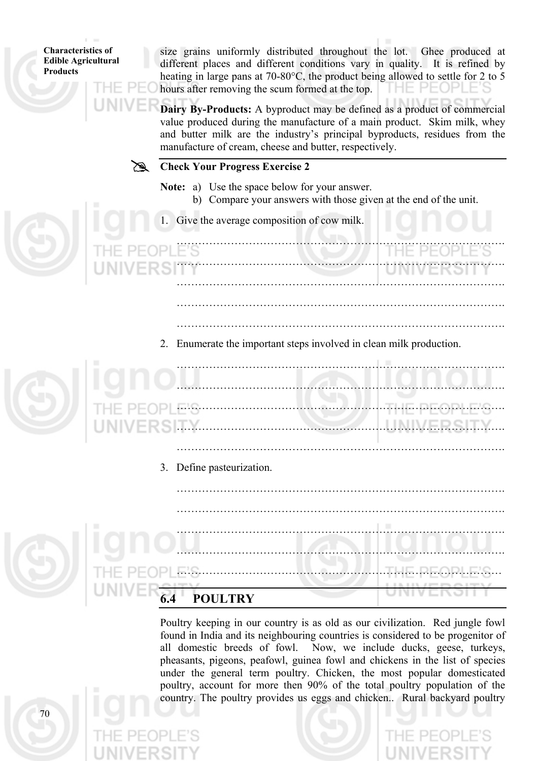size grains uniformly distributed throughout the lot. Ghee produced at different places and different conditions vary in quality. It is refined by heating in large pans at 70-80°C, the product being allowed to settle for 2 to 5 hours after removing the scum formed at the top.

**Dairy By-Products:** A byproduct may be defined as a product of commercial value produced during the manufacture of a main product. Skim milk, whey and butter milk are the industry's principal byproducts, residues from the manufacture of cream, cheese and butter, respectively.

**Check Your Progress Exercise 2**

**Note:** a) Use the space below for your answer.
b) Compare your answers with those given at the end of the unit.

1. Give the average composition of cow milk.

………………………………………………………………………………

………………………………………………………………………………

………………………………………………………………………………

………………………………………………………………………………

………………………………………………………………………………

2. Enumerate the important steps involved in clean milk production.

………………………………………………………………………………

………………………………………………………………………………

………………………………………………………………………………

………………………………………………………………………………

………………………………………………………………………………

3. Define pasteurization.

………………………………………………………………………………

………………………………………………………………………………

………………………………………………………………………………

………………………………………………………………………………

………………………………………………………………………………

## 6.4 POULTRY

Poultry keeping in our country is as old as our civilization. Red jungle fowl found in India and its neighbouring countries is considered to be progenitor of all domestic breeds of fowl. Now, we include ducks, geese, turkeys, pheasants, pigeons, peafowl, guinea fowl and chickens in the list of species under the general term poultry. Chicken, the most popular domesticated poultry, account for more then 90% of the total poultry population of the country. The poultry provides us eggs and chicken.. Rural backyard poultry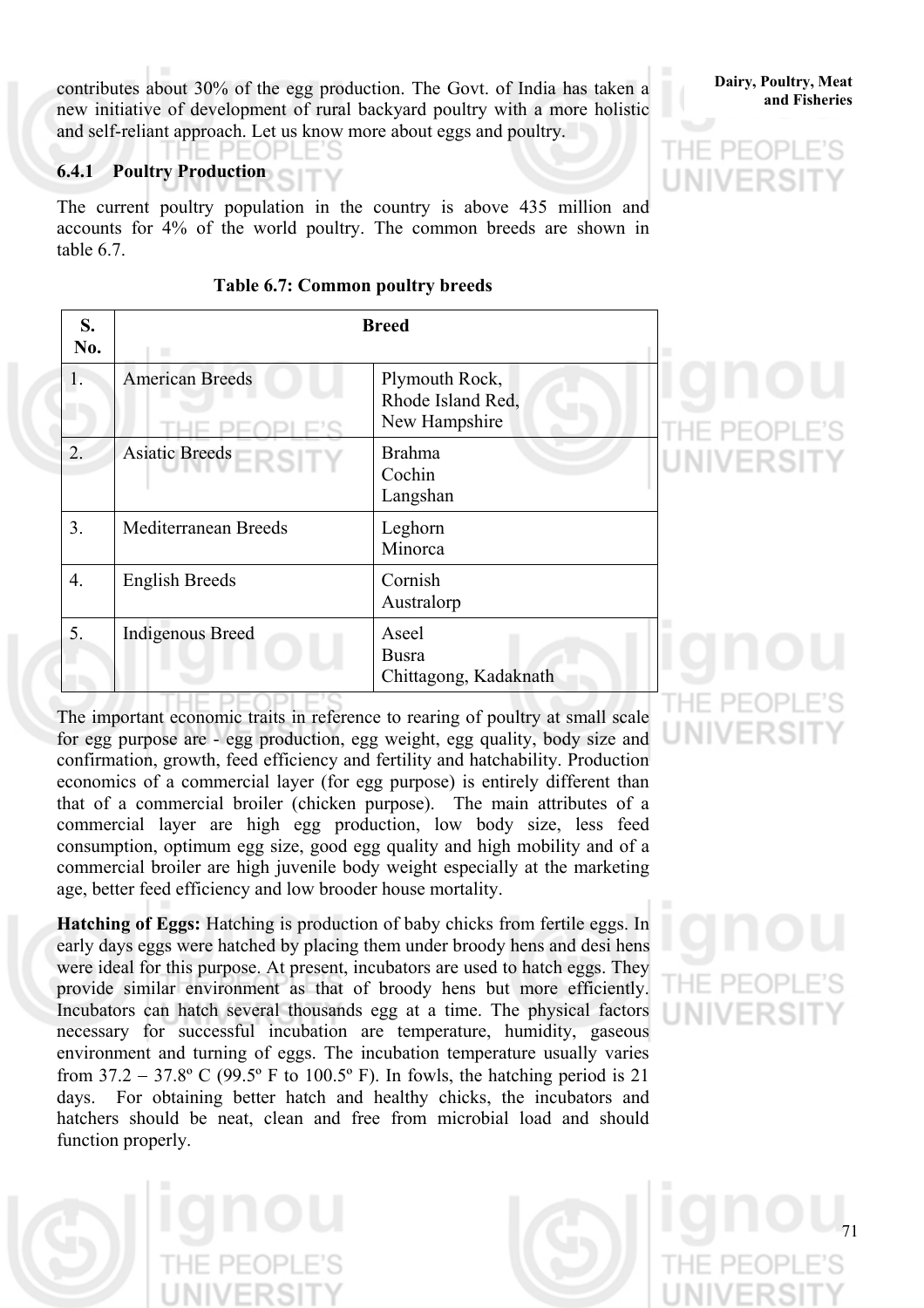contributes about 30% of the egg production. The Govt. of India has taken a new initiative of development of rural backyard poultry with a more holistic and self-reliant approach. Let us know more about eggs and poultry.

### 6.4.1 Poultry Production

The current poultry population in the country is above 435 million and accounts for 4% of the world poultry. The common breeds are shown in table 6.7.

**Table 6.7: Common poultry breeds**

| S. No. | Breed | |
|---|---|---|
| 1. | American Breeds | Plymouth Rock, Rhode Island Red, New Hampshire |
| 2. | Asiatic Breeds | Brahma Cochin Langshan |
| 3. | Mediterranean Breeds | Leghorn Minorca |
| 4. | English Breeds | Cornish Australorp |
| 5. | Indigenous Breed | Aseel Busra Chittagong, Kadaknath |

The important economic traits in reference to rearing of poultry at small scale for egg purpose are - egg production, egg weight, egg quality, body size and confirmation, growth, feed efficiency and fertility and hatchability. Production economics of a commercial layer (for egg purpose) is entirely different than that of a commercial broiler (chicken purpose). The main attributes of a commercial layer are high egg production, low body size, less feed consumption, optimum egg size, good egg quality and high mobility and of a commercial broiler are high juvenile body weight especially at the marketing age, better feed efficiency and low brooder house mortality.

**Hatching of Eggs:** Hatching is production of baby chicks from fertile eggs. In early days eggs were hatched by placing them under broody hens and desi hens were ideal for this purpose. At present, incubators are used to hatch eggs. They provide similar environment as that of broody hens but more efficiently. Incubators can hatch several thousands egg at a time. The physical factors necessary for successful incubation are temperature, humidity, gaseous environment and turning of eggs. The incubation temperature usually varies from 37.2 – 37.8º C (99.5º F to 100.5º F). In fowls, the hatching period is 21 days. For obtaining better hatch and healthy chicks, the incubators and hatchers should be neat, clean and free from microbial load and should function properly.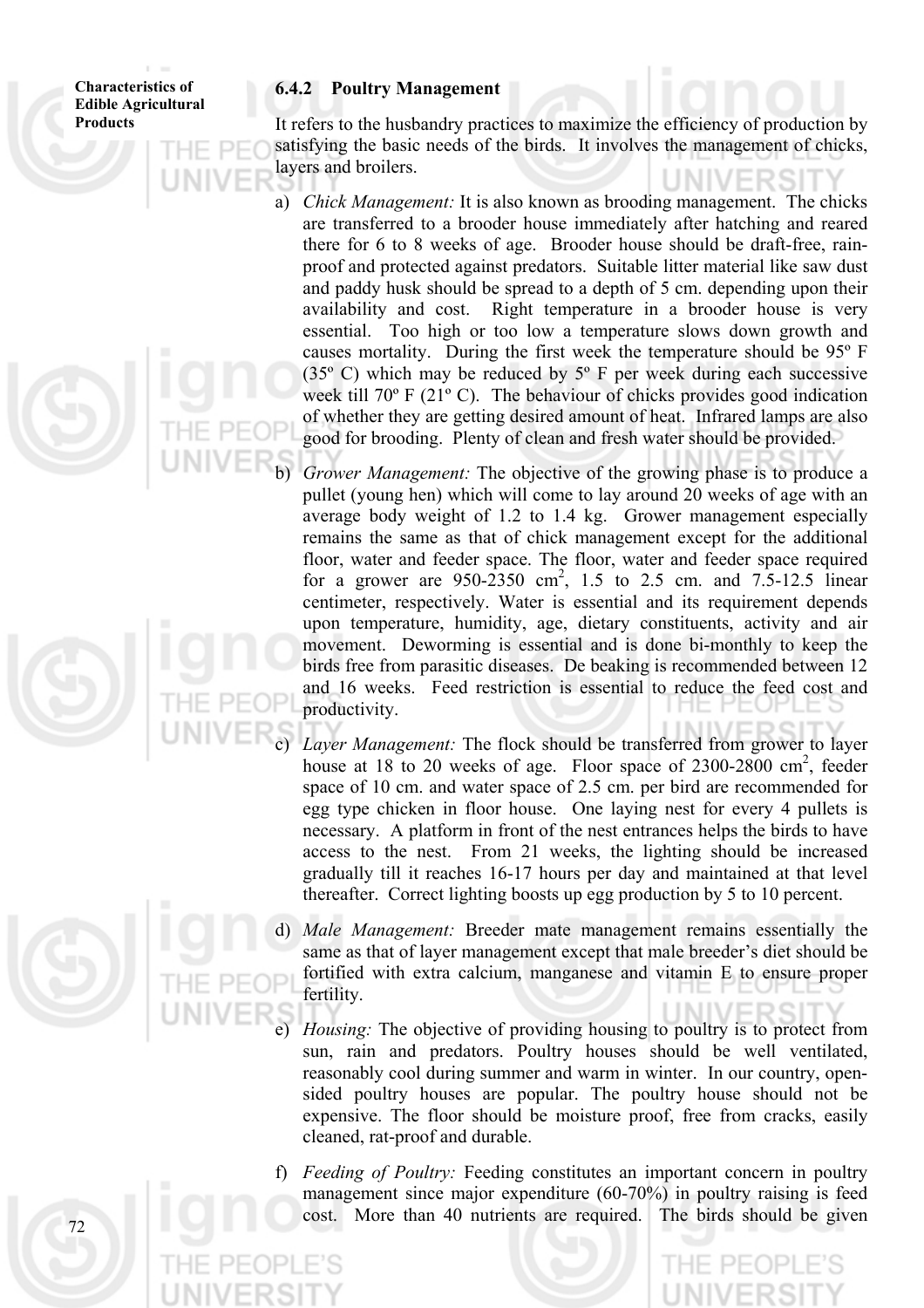### 6.4.2 Poultry Management

It refers to the husbandry practices to maximize the efficiency of production by satisfying the basic needs of the birds. It involves the management of chicks, layers and broilers.

a) *Chick Management:* It is also known as brooding management. The chicks are transferred to a brooder house immediately after hatching and reared there for 6 to 8 weeks of age. Brooder house should be draft-free, rain-proof and protected against predators. Suitable litter material like saw dust and paddy husk should be spread to a depth of 5 cm. depending upon their availability and cost. Right temperature in a brooder house is very essential. Too high or too low a temperature slows down growth and causes mortality. During the first week the temperature should be 95º F (35º C) which may be reduced by 5º F per week during each successive week till 70º F (21º C). The behaviour of chicks provides good indication of whether they are getting desired amount of heat. Infrared lamps are also good for brooding. Plenty of clean and fresh water should be provided.

b) *Grower Management:* The objective of the growing phase is to produce a pullet (young hen) which will come to lay around 20 weeks of age with an average body weight of 1.2 to 1.4 kg. Grower management especially remains the same as that of chick management except for the additional floor, water and feeder space. The floor, water and feeder space required for a grower are 950-2350 $cm^2$, 1.5 to 2.5 cm. and 7.5-12.5 linear centimeter, respectively. Water is essential and its requirement depends upon temperature, humidity, age, dietary constituents, activity and air movement. Deworming is essential and is done bi-monthly to keep the birds free from parasitic diseases. De beaking is recommended between 12 and 16 weeks. Feed restriction is essential to reduce the feed cost and productivity.

c) *Layer Management:* The flock should be transferred from grower to layer house at 18 to 20 weeks of age. Floor space of 2300-2800 $cm^2$, feeder space of 10 cm. and water space of 2.5 cm. per bird are recommended for egg type chicken in floor house. One laying nest for every 4 pullets is necessary. A platform in front of the nest entrances helps the birds to have access to the nest. From 21 weeks, the lighting should be increased gradually till it reaches 16-17 hours per day and maintained at that level thereafter. Correct lighting boosts up egg production by 5 to 10 percent.

d) *Male Management:* Breeder mate management remains essentially the same as that of layer management except that male breeder's diet should be fortified with extra calcium, manganese and vitamin E to ensure proper fertility.

e) *Housing:* The objective of providing housing to poultry is to protect from sun, rain and predators. Poultry houses should be well ventilated, reasonably cool during summer and warm in winter. In our country, open-sided poultry houses are popular. The poultry house should not be expensive. The floor should be moisture proof, free from cracks, easily cleaned, rat-proof and durable.

f) *Feeding of Poultry:* Feeding constitutes an important concern in poultry management since major expenditure (60-70%) in poultry raising is feed cost. More than 40 nutrients are required. The birds should be given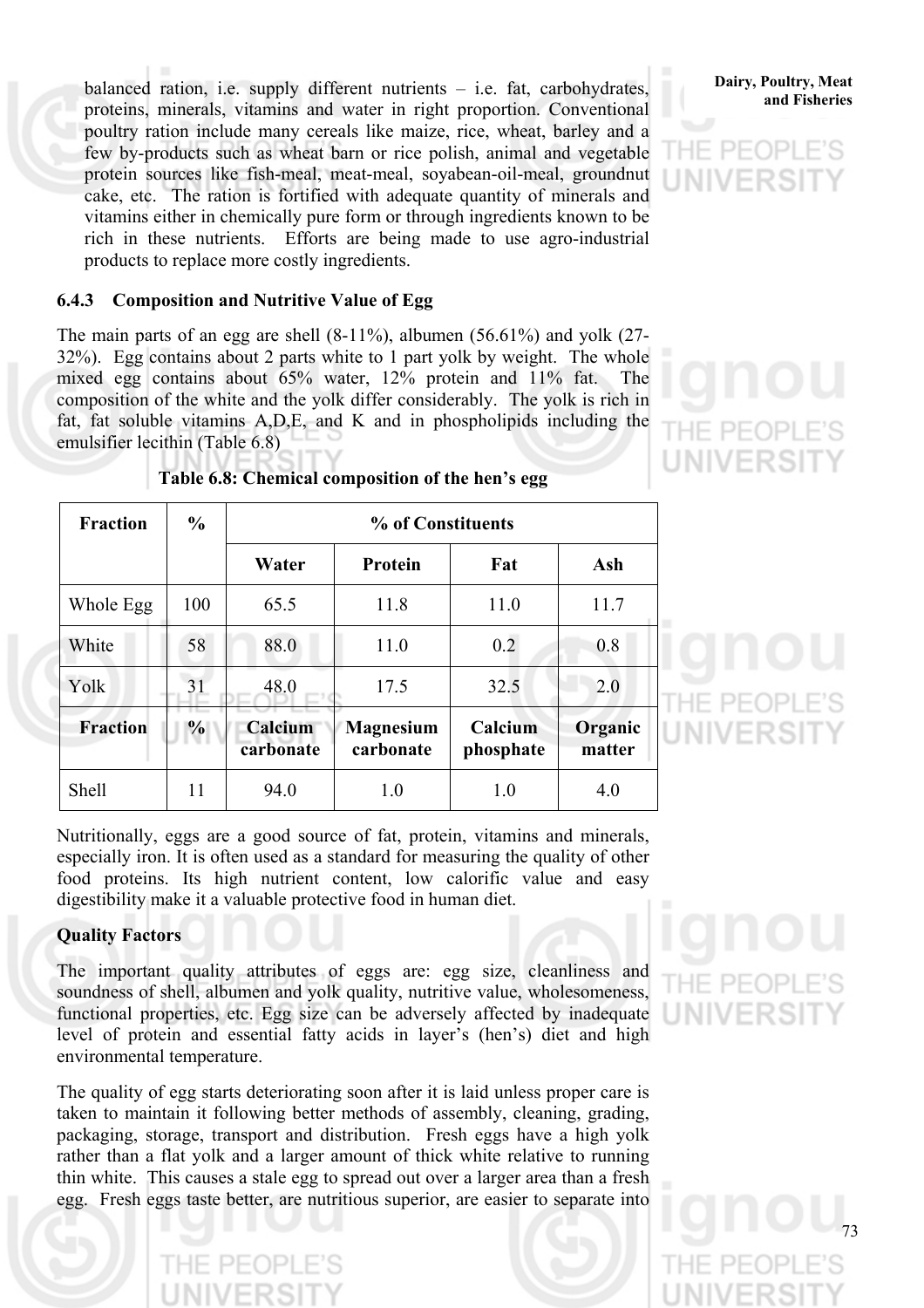balanced ration, i.e. supply different nutrients – i.e. fat, carbohydrates, proteins, minerals, vitamins and water in right proportion. Conventional poultry ration include many cereals like maize, rice, wheat, barley and a few by-products such as wheat barn or rice polish, animal and vegetable protein sources like fish-meal, meat-meal, soyabean-oil-meal, groundnut cake, etc. The ration is fortified with adequate quantity of minerals and vitamins either in chemically pure form or through ingredients known to be rich in these nutrients. Efforts are being made to use agro-industrial products to replace more costly ingredients.

### 6.4.3 Composition and Nutritive Value of Egg

The main parts of an egg are shell (8-11%), albumen (56.61%) and yolk (27-32%). Egg contains about 2 parts white to 1 part yolk by weight. The whole mixed egg contains about 65% water, 12% protein and 11% fat. The composition of the white and the yolk differ considerably. The yolk is rich in fat, fat soluble vitamins A,D,E, and K and in phospholipids including the emulsifier lecithin (Table 6.8)

**Table 6.8: Chemical composition of the hen's egg**

| Fraction | % | % of Constituents | | | |
|---|---|---|---|---|---|
| | | **Water** | **Protein** | **Fat** | **Ash** |
| Whole Egg | 100 | 65.5 | 11.8 | 11.0 | 11.7 |
| White | 58 | 88.0 | 11.0 | 0.2 | 0.8 |
| Yolk | 31 | 48.0 | 17.5 | 32.5 | 2.0 |
| **Fraction** | **%** | **Calcium carbonate** | **Magnesium carbonate** | **Calcium phosphate** | **Organic matter** |
| Shell | 11 | 94.0 | 1.0 | 1.0 | 4.0 |

Nutritionally, eggs are a good source of fat, protein, vitamins and minerals, especially iron. It is often used as a standard for measuring the quality of other food proteins. Its high nutrient content, low calorific value and easy digestibility make it a valuable protective food in human diet.

**Quality Factors**

The important quality attributes of eggs are: egg size, cleanliness and soundness of shell, albumen and yolk quality, nutritive value, wholesomeness, functional properties, etc. Egg size can be adversely affected by inadequate level of protein and essential fatty acids in layer's (hen's) diet and high environmental temperature.

The quality of egg starts deteriorating soon after it is laid unless proper care is taken to maintain it following better methods of assembly, cleaning, grading, packaging, storage, transport and distribution. Fresh eggs have a high yolk rather than a flat yolk and a larger amount of thick white relative to running thin white. This causes a stale egg to spread out over a larger area than a fresh egg. Fresh eggs taste better, are nutritious superior, are easier to separate into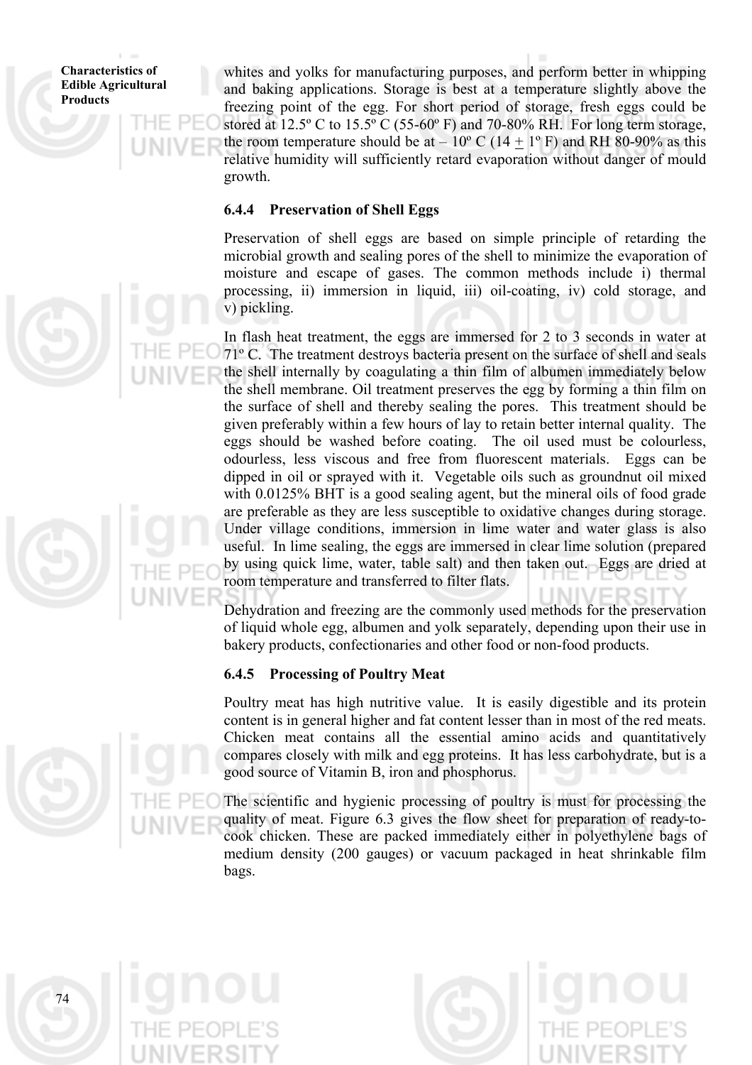whites and yolks for manufacturing purposes, and perform better in whipping and baking applications. Storage is best at a temperature slightly above the freezing point of the egg. For short period of storage, fresh eggs could be stored at 12.5º C to 15.5º C (55-60º F) and 70-80% RH. For long term storage, the room temperature should be at – 10º C (14 $\pm$ 1º F) and RH 80-90% as this relative humidity will sufficiently retard evaporation without danger of mould growth.

### 6.4.4 Preservation of Shell Eggs

Preservation of shell eggs are based on simple principle of retarding the microbial growth and sealing pores of the shell to minimize the evaporation of moisture and escape of gases. The common methods include i) thermal processing, ii) immersion in liquid, iii) oil-coating, iv) cold storage, and v) pickling.

In flash heat treatment, the eggs are immersed for 2 to 3 seconds in water at 71º C. The treatment destroys bacteria present on the surface of shell and seals the shell internally by coagulating a thin film of albumen immediately below the shell membrane. Oil treatment preserves the egg by forming a thin film on the surface of shell and thereby sealing the pores. This treatment should be given preferably within a few hours of lay to retain better internal quality. The eggs should be washed before coating. The oil used must be colourless, odourless, less viscous and free from fluorescent materials. Eggs can be dipped in oil or sprayed with it. Vegetable oils such as groundnut oil mixed with 0.0125% BHT is a good sealing agent, but the mineral oils of food grade are preferable as they are less susceptible to oxidative changes during storage. Under village conditions, immersion in lime water and water glass is also useful. In lime sealing, the eggs are immersed in clear lime solution (prepared by using quick lime, water, table salt) and then taken out. Eggs are dried at room temperature and transferred to filter flats.

Dehydration and freezing are the commonly used methods for the preservation of liquid whole egg, albumen and yolk separately, depending upon their use in bakery products, confectionaries and other food or non-food products.

### 6.4.5 Processing of Poultry Meat

Poultry meat has high nutritive value. It is easily digestible and its protein content is in general higher and fat content lesser than in most of the red meats. Chicken meat contains all the essential amino acids and quantitatively compares closely with milk and egg proteins. It has less carbohydrate, but is a good source of Vitamin B, iron and phosphorus.

The scientific and hygienic processing of poultry is must for processing the quality of meat. Figure 6.3 gives the flow sheet for preparation of ready-to-cook chicken. These are packed immediately either in polyethylene bags of medium density (200 gauges) or vacuum packaged in heat shrinkable film bags.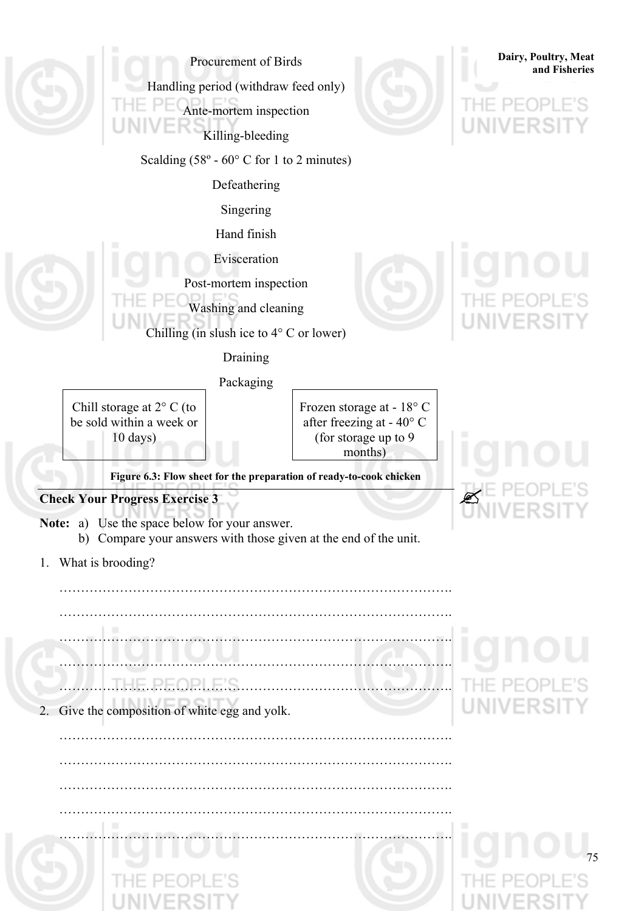Procurement of Birds

Handling period (withdraw feed only)

Ante-mortem inspection

Killing-bleeding

Scalding (58º - 60° C for 1 to 2 minutes)

Defeathering

Singering

Hand finish

Evisceration

Post-mortem inspection

Washing and cleaning

Chilling (in slush ice to 4° C or lower)

Draining

Packaging

| Chill storage at 2° C (to be sold within a week or 10 days) | Frozen storage at - 18° C after freezing at - 40° C (for storage up to 9 months) |
|---|---|

**Figure 6.3: Flow sheet for the preparation of ready-to-cook chicken**

## Check Your Progress Exercise 3

**Note:** a) Use the space below for your answer.
b) Compare your answers with those given at the end of the unit.

1. What is brooding?

…………………………………………………………………………………

…………………………………………………………………………………

…………………………………………………………………………………

…………………………………………………………………………………

…………………………………………………………………………………

2. Give the composition of white egg and yolk.

…………………………………………………………………………………

…………………………………………………………………………………

…………………………………………………………………………………

…………………………………………………………………………………

…………………………………………………………………………………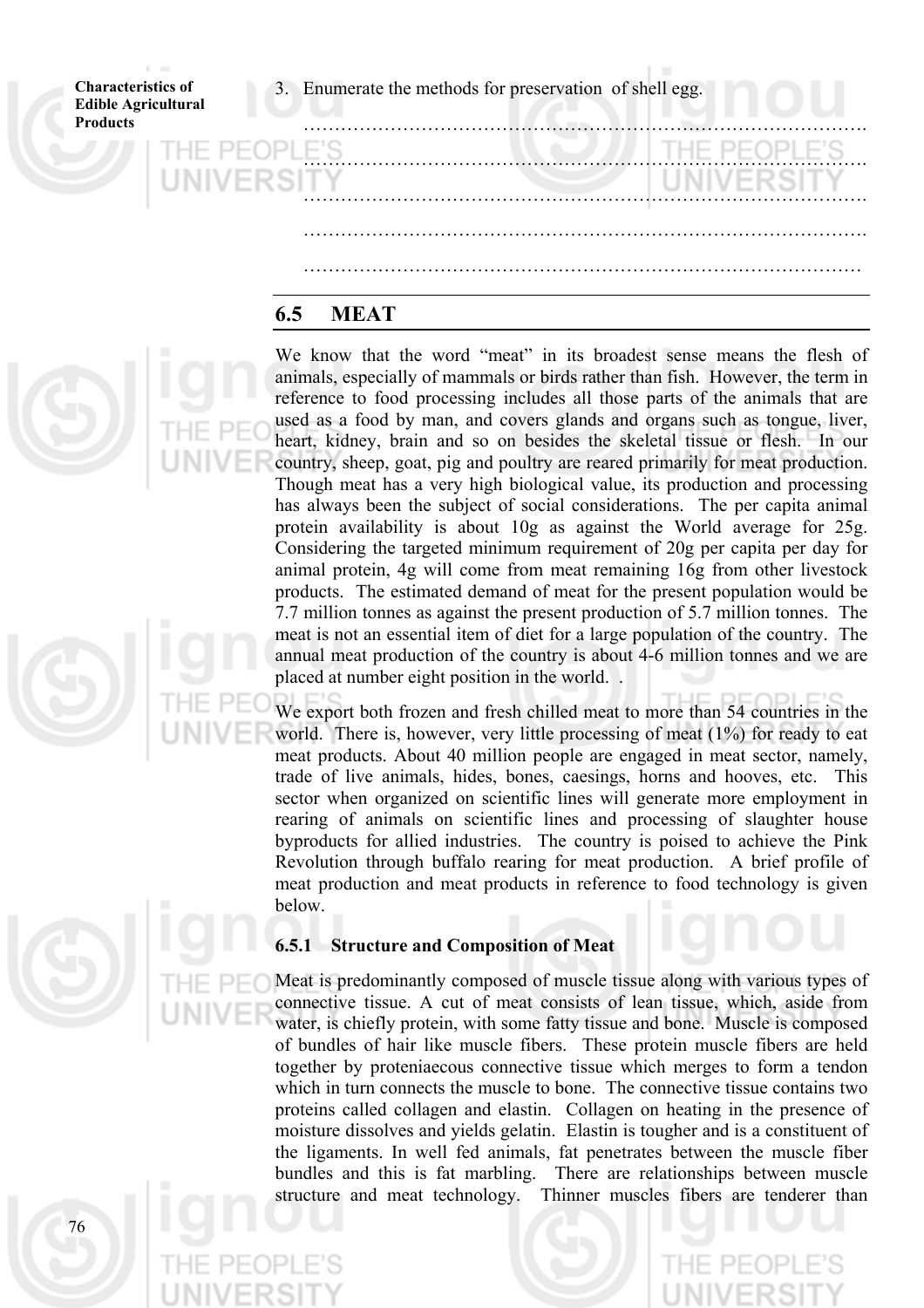3. Enumerate the methods for preservation of shell egg.

……………………………………………………………………………….

……………………………………………………………………………….

……………………………………………………………………………….

……………………………………………………………………………….

………………………………………………………………………………

## 6.5 MEAT

We know that the word "meat" in its broadest sense means the flesh of animals, especially of mammals or birds rather than fish. However, the term in reference to food processing includes all those parts of the animals that are used as a food by man, and covers glands and organs such as tongue, liver, heart, kidney, brain and so on besides the skeletal tissue or flesh. In our country, sheep, goat, pig and poultry are reared primarily for meat production. Though meat has a very high biological value, its production and processing has always been the subject of social considerations. The per capita animal protein availability is about 10g as against the World average for 25g. Considering the targeted minimum requirement of 20g per capita per day for animal protein, 4g will come from meat remaining 16g from other livestock products. The estimated demand of meat for the present population would be 7.7 million tonnes as against the present production of 5.7 million tonnes. The meat is not an essential item of diet for a large population of the country. The annual meat production of the country is about 4-6 million tonnes and we are placed at number eight position in the world. .

We export both frozen and fresh chilled meat to more than 54 countries in the world. There is, however, very little processing of meat (1%) for ready to eat meat products. About 40 million people are engaged in meat sector, namely, trade of live animals, hides, bones, caesings, horns and hooves, etc. This sector when organized on scientific lines will generate more employment in rearing of animals on scientific lines and processing of slaughter house byproducts for allied industries. The country is poised to achieve the Pink Revolution through buffalo rearing for meat production. A brief profile of meat production and meat products in reference to food technology is given below.

### 6.5.1 Structure and Composition of Meat

Meat is predominantly composed of muscle tissue along with various types of connective tissue. A cut of meat consists of lean tissue, which, aside from water, is chiefly protein, with some fatty tissue and bone. Muscle is composed of bundles of hair like muscle fibers. These protein muscle fibers are held together by proteniaecous connective tissue which merges to form a tendon which in turn connects the muscle to bone. The connective tissue contains two proteins called collagen and elastin. Collagen on heating in the presence of moisture dissolves and yields gelatin. Elastin is tougher and is a constituent of the ligaments. In well fed animals, fat penetrates between the muscle fiber bundles and this is fat marbling. There are relationships between muscle structure and meat technology. Thinner muscles fibers are tenderer than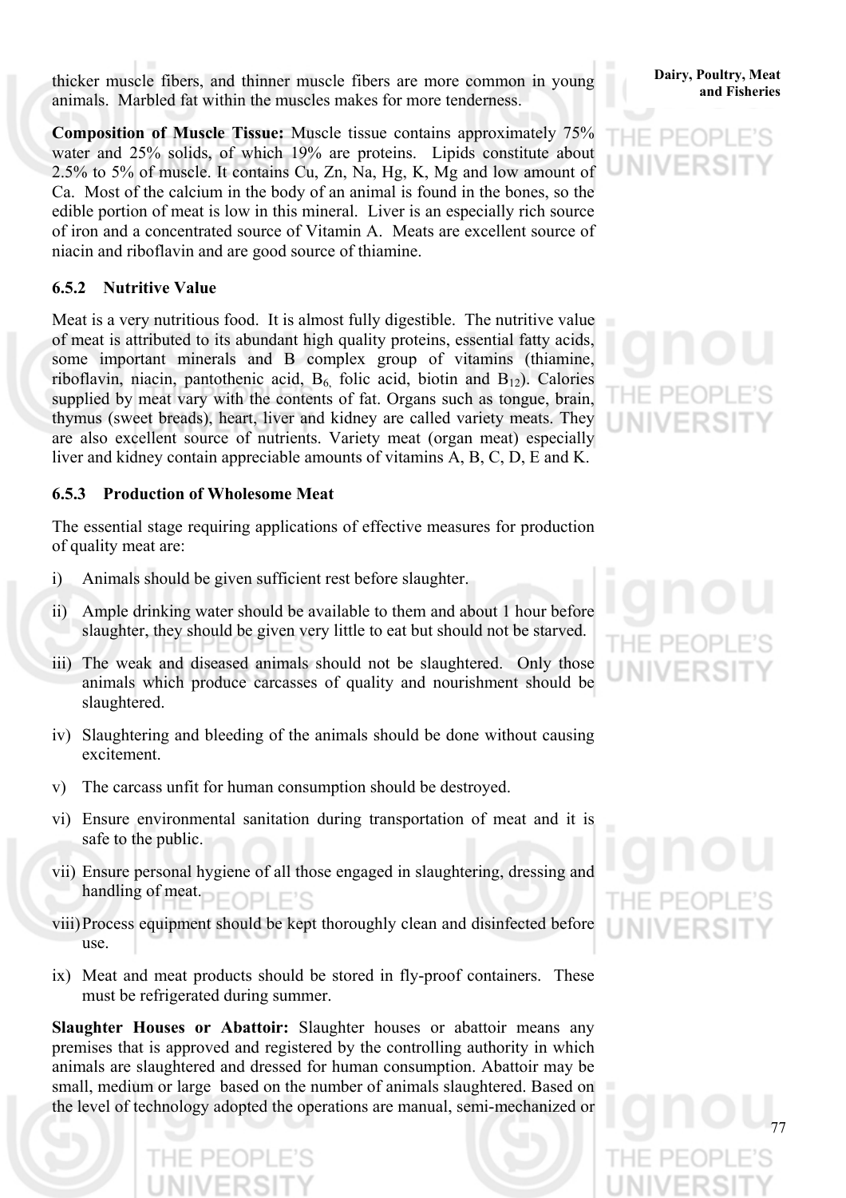thicker muscle fibers, and thinner muscle fibers are more common in young animals. Marbled fat within the muscles makes for more tenderness.

**Composition of Muscle Tissue:** Muscle tissue contains approximately 75% water and 25% solids, of which 19% are proteins. Lipids constitute about 2.5% to 5% of muscle. It contains Cu, Zn, Na, Hg, K, Mg and low amount of Ca. Most of the calcium in the body of an animal is found in the bones, so the edible portion of meat is low in this mineral. Liver is an especially rich source of iron and a concentrated source of Vitamin A. Meats are excellent source of niacin and riboflavin and are good source of thiamine.

### 6.5.2 Nutritive Value

Meat is a very nutritious food. It is almost fully digestible. The nutritive value of meat is attributed to its abundant high quality proteins, essential fatty acids, some important minerals and B complex group of vitamins (thiamine, riboflavin, niacin, pantothenic acid, $B_6$, folic acid, biotin and $B_{12}$). Calories supplied by meat vary with the contents of fat. Organs such as tongue, brain, thymus (sweet breads), heart, liver and kidney are called variety meats. They are also excellent source of nutrients. Variety meat (organ meat) especially liver and kidney contain appreciable amounts of vitamins A, B, C, D, E and K.

### 6.5.3 Production of Wholesome Meat

The essential stage requiring applications of effective measures for production of quality meat are:

i) Animals should be given sufficient rest before slaughter.

ii) Ample drinking water should be available to them and about 1 hour before slaughter, they should be given very little to eat but should not be starved.

iii) The weak and diseased animals should not be slaughtered. Only those animals which produce carcasses of quality and nourishment should be slaughtered.

iv) Slaughtering and bleeding of the animals should be done without causing excitement.

v) The carcass unfit for human consumption should be destroyed.

vi) Ensure environmental sanitation during transportation of meat and it is safe to the public.

vii) Ensure personal hygiene of all those engaged in slaughtering, dressing and handling of meat.

viii) Process equipment should be kept thoroughly clean and disinfected before use.

ix) Meat and meat products should be stored in fly-proof containers. These must be refrigerated during summer.

**Slaughter Houses or Abattoir:** Slaughter houses or abattoir means any premises that is approved and registered by the controlling authority in which animals are slaughtered and dressed for human consumption. Abattoir may be small, medium or large based on the number of animals slaughtered. Based on the level of technology adopted the operations are manual, semi-mechanized or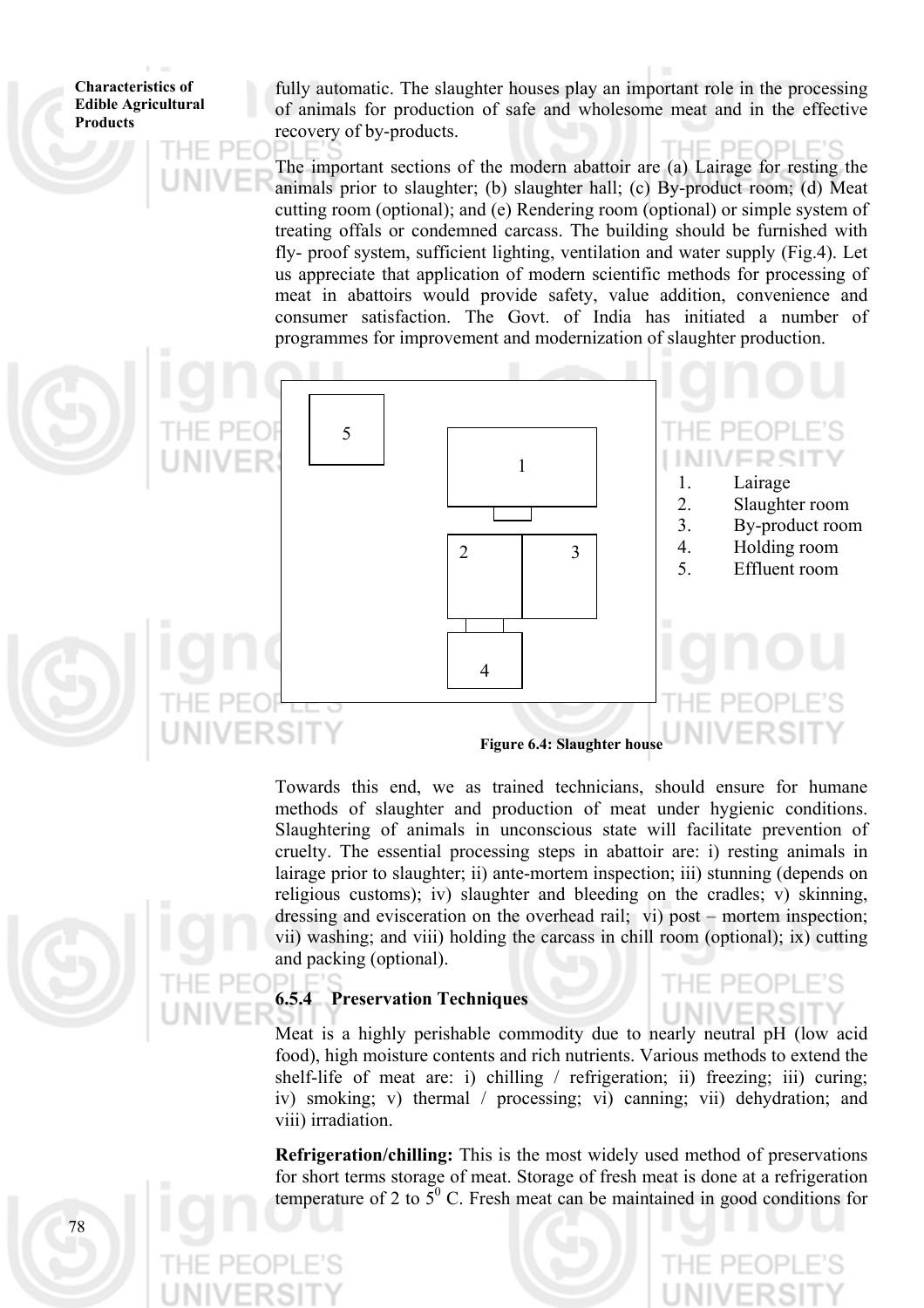fully automatic. The slaughter houses play an important role in the processing of animals for production of safe and wholesome meat and in the effective recovery of by-products.

The important sections of the modern abattoir are (a) Lairage for resting the animals prior to slaughter; (b) slaughter hall; (c) By-product room; (d) Meat cutting room (optional); and (e) Rendering room (optional) or simple system of treating offals or condemned carcass. The building should be furnished with fly- proof system, sufficient lighting, ventilation and water supply (Fig.4). Let us appreciate that application of modern scientific methods for processing of meat in abattoirs would provide safety, value addition, convenience and consumer satisfaction. The Govt. of India has initiated a number of programmes for improvement and modernization of slaughter production.

1. Lairage
2. Slaughter room
3. By-product room
4. Holding room
5. Effluent room

**Figure 6.4: Slaughter house**

Towards this end, we as trained technicians, should ensure for humane methods of slaughter and production of meat under hygienic conditions. Slaughtering of animals in unconscious state will facilitate prevention of cruelty. The essential processing steps in abattoir are: i) resting animals in lairage prior to slaughter; ii) ante-mortem inspection; iii) stunning (depends on religious customs); iv) slaughter and bleeding on the cradles; v) skinning, dressing and evisceration on the overhead rail; vi) post – mortem inspection; vii) washing; and viii) holding the carcass in chill room (optional); ix) cutting and packing (optional).

### 6.5.4 Preservation Techniques

Meat is a highly perishable commodity due to nearly neutral pH (low acid food), high moisture contents and rich nutrients. Various methods to extend the shelf-life of meat are: i) chilling / refrigeration; ii) freezing; iii) curing; iv) smoking; v) thermal / processing; vi) canning; vii) dehydration; and viii) irradiation.

**Refrigeration/chilling:** This is the most widely used method of preservations for short terms storage of meat. Storage of fresh meat is done at a refrigeration temperature of 2 to $5^0$ C. Fresh meat can be maintained in good conditions for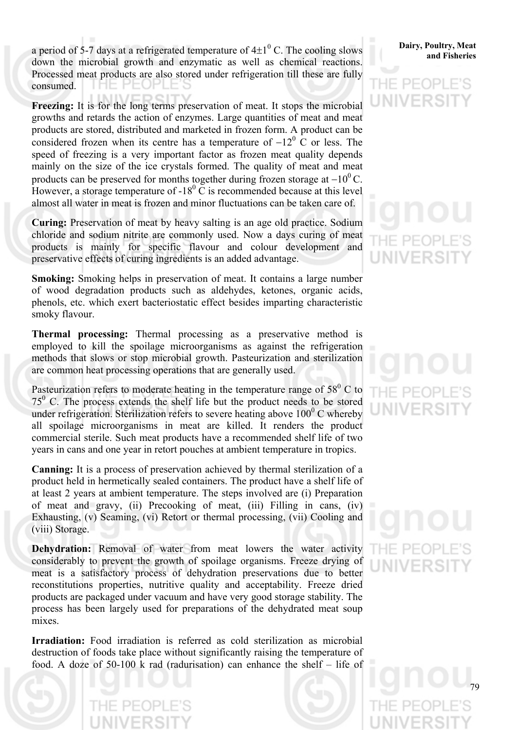a period of 5-7 days at a refrigerated temperature of $4\pm1^0$ C. The cooling slows down the microbial growth and enzymatic as well as chemical reactions. Processed meat products are also stored under refrigeration till these are fully consumed.

**Freezing:** It is for the long terms preservation of meat. It stops the microbial growths and retards the action of enzymes. Large quantities of meat and meat products are stored, distributed and marketed in frozen form. A product can be considered frozen when its centre has a temperature of $-12^0$ C or less. The speed of freezing is a very important factor as frozen meat quality depends mainly on the size of the ice crystals formed. The quality of meat and meat products can be preserved for months together during frozen storage at $-10^0$ C. However, a storage temperature of $-18^0$ C is recommended because at this level almost all water in meat is frozen and minor fluctuations can be taken care of.

**Curing:** Preservation of meat by heavy salting is an age old practice. Sodium chloride and sodium nitrite are commonly used. Now a days curing of meat products is mainly for specific flavour and colour development and preservative effects of curing ingredients is an added advantage.

**Smoking:** Smoking helps in preservation of meat. It contains a large number of wood degradation products such as aldehydes, ketones, organic acids, phenols, etc. which exert bacteriostatic effect besides imparting characteristic smoky flavour.

**Thermal processing:** Thermal processing as a preservative method is employed to kill the spoilage microorganisms as against the refrigeration methods that slows or stop microbial growth. Pasteurization and sterilization are common heat processing operations that are generally used.

Pasteurization refers to moderate heating in the temperature range of $58^0$ C to $75^0$ C. The process extends the shelf life but the product needs to be stored under refrigeration. Sterilization refers to severe heating above $100^0$ C whereby all spoilage microorganisms in meat are killed. It renders the product commercial sterile. Such meat products have a recommended shelf life of two years in cans and one year in retort pouches at ambient temperature in tropics.

**Canning:** It is a process of preservation achieved by thermal sterilization of a product held in hermetically sealed containers. The product have a shelf life of at least 2 years at ambient temperature. The steps involved are (i) Preparation of meat and gravy, (ii) Precooking of meat, (iii) Filling in cans, (iv) Exhausting, (v) Seaming, (vi) Retort or thermal processing, (vii) Cooling and (viii) Storage.

**Dehydration:** Removal of water from meat lowers the water activity considerably to prevent the growth of spoilage organisms. Freeze drying of meat is a satisfactory process of dehydration preservations due to better reconstitutions properties, nutritive quality and acceptability. Freeze dried products are packaged under vacuum and have very good storage stability. The process has been largely used for preparations of the dehydrated meat soup mixes.

**Irradiation:** Food irradiation is referred as cold sterilization as microbial destruction of foods take place without significantly raising the temperature of food. A doze of 50-100 k rad (radurisation) can enhance the shelf – life of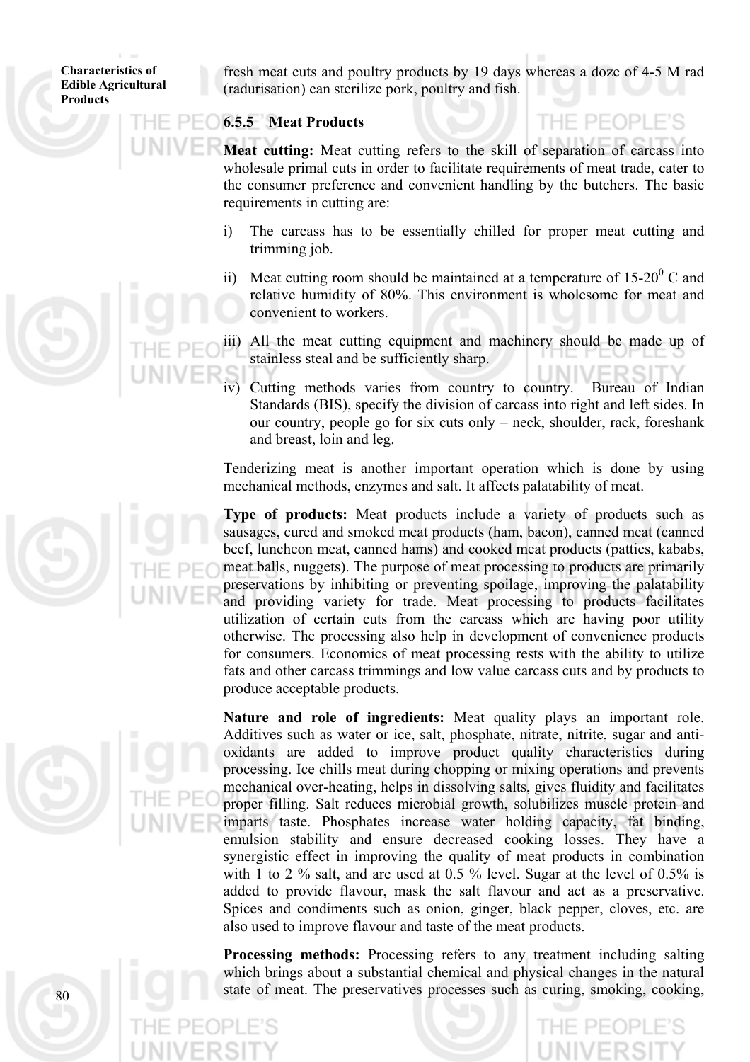fresh meat cuts and poultry products by 19 days whereas a doze of 4-5 M rad (radurisation) can sterilize pork, poultry and fish.

### 6.5.5 Meat Products

**Meat cutting:** Meat cutting refers to the skill of separation of carcass into wholesale primal cuts in order to facilitate requirements of meat trade, cater to the consumer preference and convenient handling by the butchers. The basic requirements in cutting are:

i) The carcass has to be essentially chilled for proper meat cutting and trimming job.

ii) Meat cutting room should be maintained at a temperature of 15-20$^0$ C and relative humidity of 80%. This environment is wholesome for meat and convenient to workers.

iii) All the meat cutting equipment and machinery should be made up of stainless steal and be sufficiently sharp.

iv) Cutting methods varies from country to country. Bureau of Indian Standards (BIS), specify the division of carcass into right and left sides. In our country, people go for six cuts only – neck, shoulder, rack, foreshank and breast, loin and leg.

Tenderizing meat is another important operation which is done by using mechanical methods, enzymes and salt. It affects palatability of meat.

**Type of products:** Meat products include a variety of products such as sausages, cured and smoked meat products (ham, bacon), canned meat (canned beef, luncheon meat, canned hams) and cooked meat products (patties, kababs, meat balls, nuggets). The purpose of meat processing to products are primarily preservations by inhibiting or preventing spoilage, improving the palatability and providing variety for trade. Meat processing to products facilitates utilization of certain cuts from the carcass which are having poor utility otherwise. The processing also help in development of convenience products for consumers. Economics of meat processing rests with the ability to utilize fats and other carcass trimmings and low value carcass cuts and by products to produce acceptable products.

**Nature and role of ingredients:** Meat quality plays an important role. Additives such as water or ice, salt, phosphate, nitrate, nitrite, sugar and anti-oxidants are added to improve product quality characteristics during processing. Ice chills meat during chopping or mixing operations and prevents mechanical over-heating, helps in dissolving salts, gives fluidity and facilitates proper filling. Salt reduces microbial growth, solubilizes muscle protein and imparts taste. Phosphates increase water holding capacity, fat binding, emulsion stability and ensure decreased cooking losses. They have a synergistic effect in improving the quality of meat products in combination with 1 to 2 % salt, and are used at 0.5 % level. Sugar at the level of 0.5% is added to provide flavour, mask the salt flavour and act as a preservative. Spices and condiments such as onion, ginger, black pepper, cloves, etc. are also used to improve flavour and taste of the meat products.

**Processing methods:** Processing refers to any treatment including salting which brings about a substantial chemical and physical changes in the natural state of meat. The preservatives processes such as curing, smoking, cooking,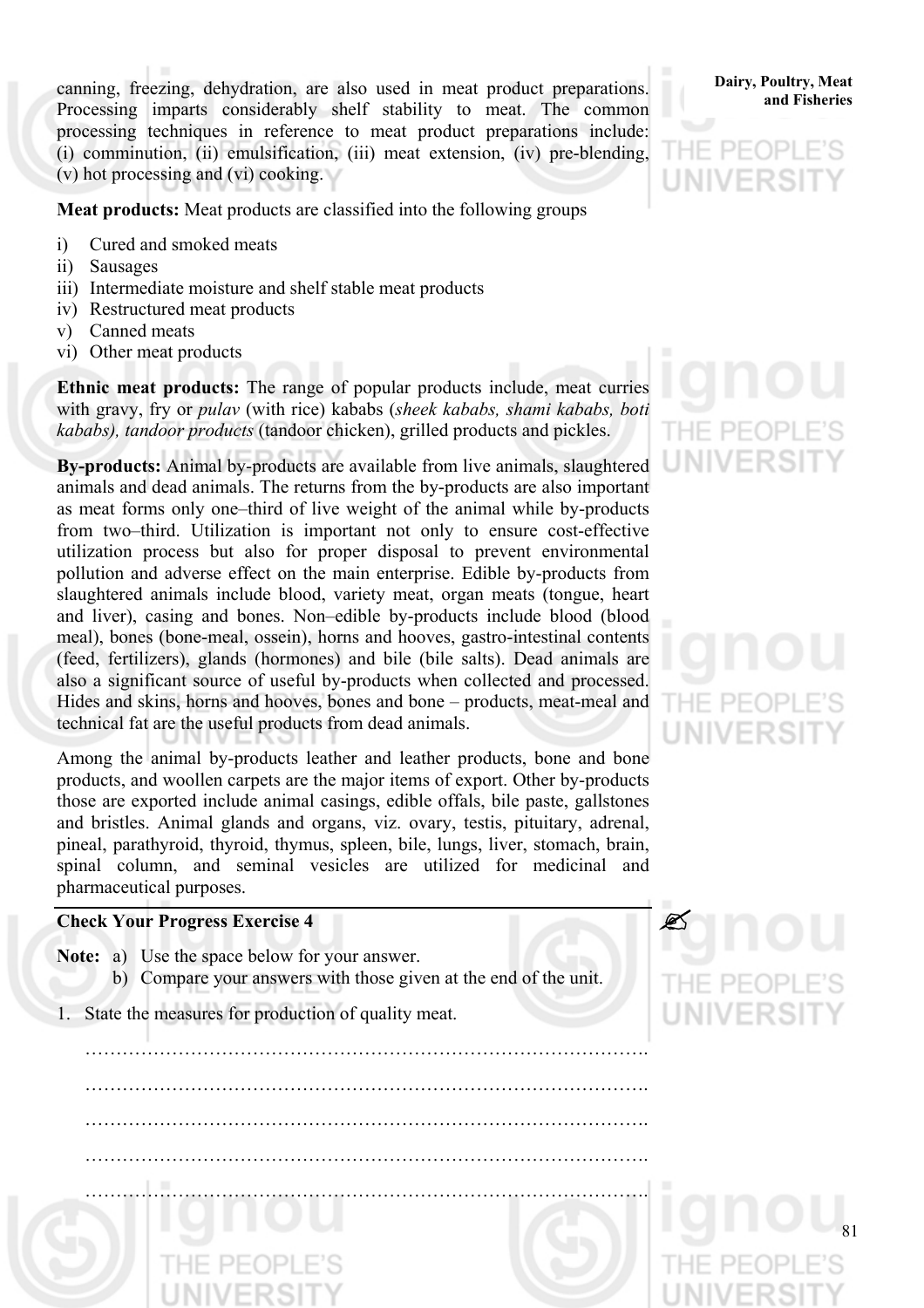canning, freezing, dehydration, are also used in meat product preparations. Processing imparts considerably shelf stability to meat. The common processing techniques in reference to meat product preparations include: (i) comminution, (ii) emulsification, (iii) meat extension, (iv) pre-blending, (v) hot processing and (vi) cooking.

**Meat products:** Meat products are classified into the following groups

i) Cured and smoked meats
ii) Sausages
iii) Intermediate moisture and shelf stable meat products
iv) Restructured meat products
v) Canned meats
vi) Other meat products

**Ethnic meat products:** The range of popular products include, meat curries with gravy, fry or *pulav* (with rice) kababs (*sheek kababs, shami kababs, boti kababs), tandoor products* (tandoor chicken), grilled products and pickles.

**By-products:** Animal by-products are available from live animals, slaughtered animals and dead animals. The returns from the by-products are also important as meat forms only one–third of live weight of the animal while by-products from two–third. Utilization is important not only to ensure cost-effective utilization process but also for proper disposal to prevent environmental pollution and adverse effect on the main enterprise. Edible by-products from slaughtered animals include blood, variety meat, organ meats (tongue, heart and liver), casing and bones. Non–edible by-products include blood (blood meal), bones (bone-meal, ossein), horns and hooves, gastro-intestinal contents (feed, fertilizers), glands (hormones) and bile (bile salts). Dead animals are also a significant source of useful by-products when collected and processed. Hides and skins, horns and hooves, bones and bone – products, meat-meal and technical fat are the useful products from dead animals.

Among the animal by-products leather and leather products, bone and bone products, and woollen carpets are the major items of export. Other by-products those are exported include animal casings, edible offals, bile paste, gallstones and bristles. Animal glands and organs, viz. ovary, testis, pituitary, adrenal, pineal, parathyroid, thyroid, thymus, spleen, bile, lungs, liver, stomach, brain, spinal column, and seminal vesicles are utilized for medicinal and pharmaceutical purposes.

**Check Your Progress Exercise 4**

**Note:** a) Use the space below for your answer.
b) Compare your answers with those given at the end of the unit.

1. State the measures for production of quality meat.

…………………………………………………………………………………….

…………………………………………………………………………………….

…………………………………………………………………………………….

…………………………………………………………………………………….

…………………………………………………………………………………….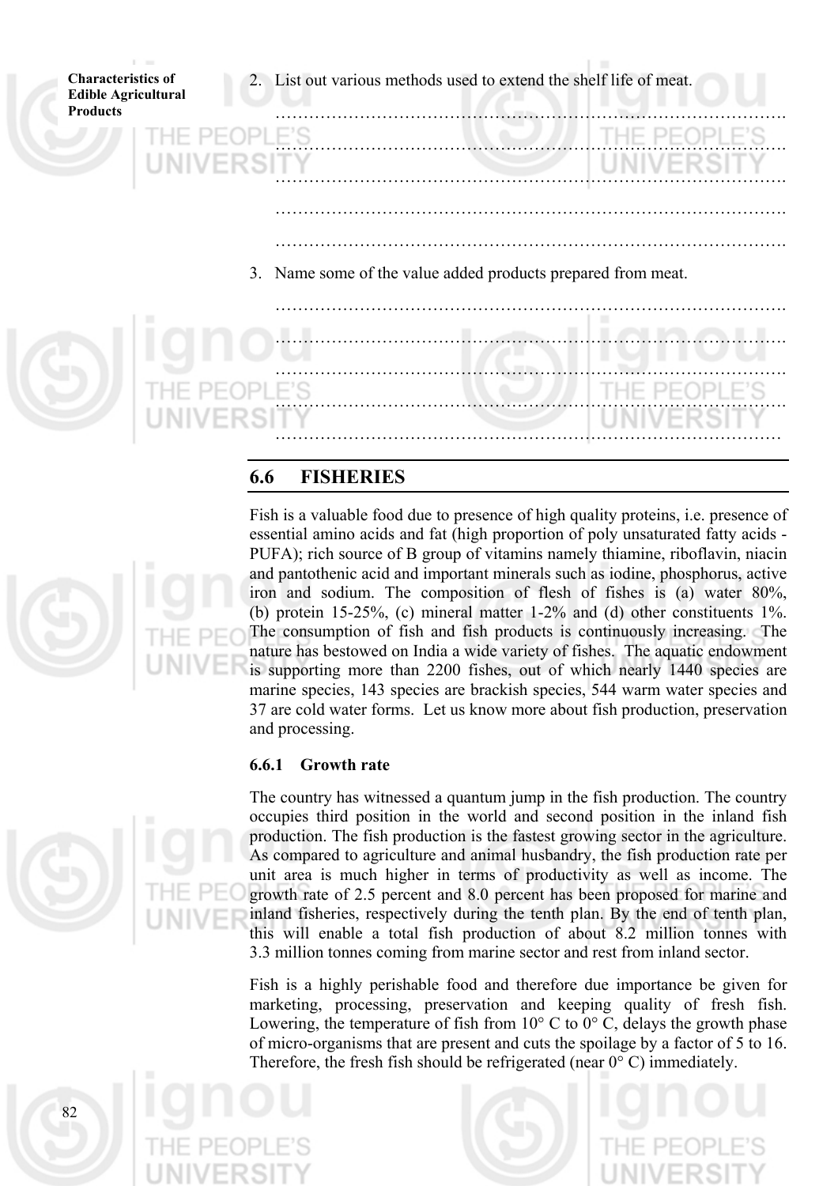2. List out various methods used to extend the shelf life of meat.

…………………………………………………………………………………

…………………………………………………………………………………

…………………………………………………………………………………

…………………………………………………………………………………

…………………………………………………………………………………

3. Name some of the value added products prepared from meat.

…………………………………………………………………………………

…………………………………………………………………………………

…………………………………………………………………………………

…………………………………………………………………………………

…………………………………………………………………………………

## 6.6 FISHERIES

Fish is a valuable food due to presence of high quality proteins, i.e. presence of essential amino acids and fat (high proportion of poly unsaturated fatty acids - PUFA); rich source of B group of vitamins namely thiamine, riboflavin, niacin and pantothenic acid and important minerals such as iodine, phosphorus, active iron and sodium. The composition of flesh of fishes is (a) water 80%, (b) protein 15-25%, (c) mineral matter 1-2% and (d) other constituents 1%. The consumption of fish and fish products is continuously increasing. The nature has bestowed on India a wide variety of fishes. The aquatic endowment is supporting more than 2200 fishes, out of which nearly 1440 species are marine species, 143 species are brackish species, 544 warm water species and 37 are cold water forms. Let us know more about fish production, preservation and processing.

### 6.6.1 Growth rate

The country has witnessed a quantum jump in the fish production. The country occupies third position in the world and second position in the inland fish production. The fish production is the fastest growing sector in the agriculture. As compared to agriculture and animal husbandry, the fish production rate per unit area is much higher in terms of productivity as well as income. The growth rate of 2.5 percent and 8.0 percent has been proposed for marine and inland fisheries, respectively during the tenth plan. By the end of tenth plan, this will enable a total fish production of about 8.2 million tonnes with 3.3 million tonnes coming from marine sector and rest from inland sector.

Fish is a highly perishable food and therefore due importance be given for marketing, processing, preservation and keeping quality of fresh fish. Lowering, the temperature of fish from 10° C to 0° C, delays the growth phase of micro-organisms that are present and cuts the spoilage by a factor of 5 to 16. Therefore, the fresh fish should be refrigerated (near 0° C) immediately.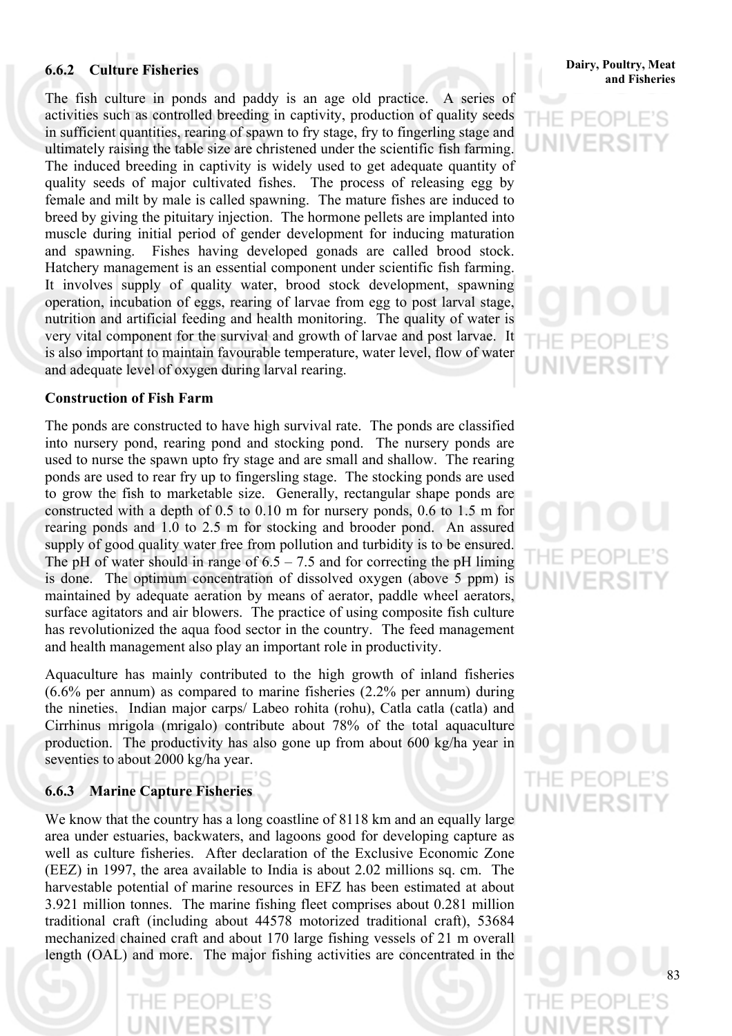### 6.6.2 Culture Fisheries

The fish culture in ponds and paddy is an age old practice. A series of activities such as controlled breeding in captivity, production of quality seeds in sufficient quantities, rearing of spawn to fry stage, fry to fingerling stage and ultimately raising the table size are christened under the scientific fish farming. The induced breeding in captivity is widely used to get adequate quantity of quality seeds of major cultivated fishes. The process of releasing egg by female and milt by male is called spawning. The mature fishes are induced to breed by giving the pituitary injection. The hormone pellets are implanted into muscle during initial period of gender development for inducing maturation and spawning. Fishes having developed gonads are called brood stock. Hatchery management is an essential component under scientific fish farming. It involves supply of quality water, brood stock development, spawning operation, incubation of eggs, rearing of larvae from egg to post larval stage, nutrition and artificial feeding and health monitoring. The quality of water is very vital component for the survival and growth of larvae and post larvae. It is also important to maintain favourable temperature, water level, flow of water and adequate level of oxygen during larval rearing.

**Construction of Fish Farm**

The ponds are constructed to have high survival rate. The ponds are classified into nursery pond, rearing pond and stocking pond. The nursery ponds are used to nurse the spawn upto fry stage and are small and shallow. The rearing ponds are used to rear fry up to fingersling stage. The stocking ponds are used to grow the fish to marketable size. Generally, rectangular shape ponds are constructed with a depth of 0.5 to 0.10 m for nursery ponds, 0.6 to 1.5 m for rearing ponds and 1.0 to 2.5 m for stocking and brooder pond. An assured supply of good quality water free from pollution and turbidity is to be ensured. The pH of water should in range of 6.5 – 7.5 and for correcting the pH liming is done. The optimum concentration of dissolved oxygen (above 5 ppm) is maintained by adequate aeration by means of aerator, paddle wheel aerators, surface agitators and air blowers. The practice of using composite fish culture has revolutionized the aqua food sector in the country. The feed management and health management also play an important role in productivity.

Aquaculture has mainly contributed to the high growth of inland fisheries (6.6% per annum) as compared to marine fisheries (2.2% per annum) during the nineties. Indian major carps/ Labeo rohita (rohu), Catla catla (catla) and Cirrhinus mrigola (mrigalo) contribute about 78% of the total aquaculture production. The productivity has also gone up from about 600 kg/ha year in seventies to about 2000 kg/ha year.

### 6.6.3 Marine Capture Fisheries

We know that the country has a long coastline of 8118 km and an equally large area under estuaries, backwaters, and lagoons good for developing capture as well as culture fisheries. After declaration of the Exclusive Economic Zone (EEZ) in 1997, the area available to India is about 2.02 millions sq. cm. The harvestable potential of marine resources in EFZ has been estimated at about 3.921 million tonnes. The marine fishing fleet comprises about 0.281 million traditional craft (including about 44578 motorized traditional craft), 53684 mechanized chained craft and about 170 large fishing vessels of 21 m overall length (OAL) and more. The major fishing activities are concentrated in the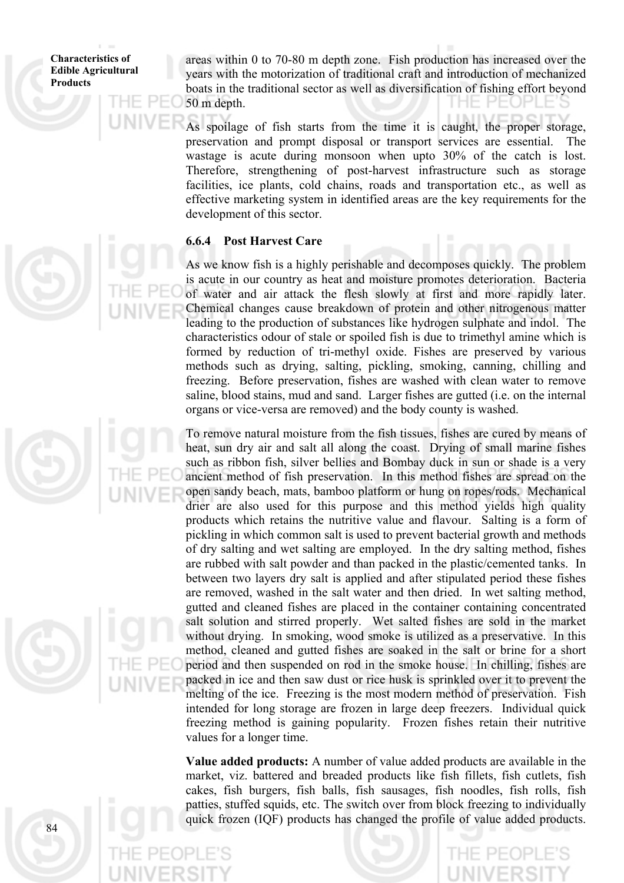areas within 0 to 70-80 m depth zone. Fish production has increased over the years with the motorization of traditional craft and introduction of mechanized boats in the traditional sector as well as diversification of fishing effort beyond 50 m depth.

As spoilage of fish starts from the time it is caught, the proper storage, preservation and prompt disposal or transport services are essential. The wastage is acute during monsoon when upto 30% of the catch is lost. Therefore, strengthening of post-harvest infrastructure such as storage facilities, ice plants, cold chains, roads and transportation etc., as well as effective marketing system in identified areas are the key requirements for the development of this sector.

### 6.6.4 Post Harvest Care

As we know fish is a highly perishable and decomposes quickly. The problem is acute in our country as heat and moisture promotes deterioration. Bacteria of water and air attack the flesh slowly at first and more rapidly later. Chemical changes cause breakdown of protein and other nitrogenous matter leading to the production of substances like hydrogen sulphate and indol. The characteristics odour of stale or spoiled fish is due to trimethyl amine which is formed by reduction of tri-methyl oxide. Fishes are preserved by various methods such as drying, salting, pickling, smoking, canning, chilling and freezing. Before preservation, fishes are washed with clean water to remove saline, blood stains, mud and sand. Larger fishes are gutted (i.e. on the internal organs or vice-versa are removed) and the body county is washed.

To remove natural moisture from the fish tissues, fishes are cured by means of heat, sun dry air and salt all along the coast. Drying of small marine fishes such as ribbon fish, silver bellies and Bombay duck in sun or shade is a very ancient method of fish preservation. In this method fishes are spread on the open sandy beach, mats, bamboo platform or hung on ropes/rods. Mechanical drier are also used for this purpose and this method yields high quality products which retains the nutritive value and flavour. Salting is a form of pickling in which common salt is used to prevent bacterial growth and methods of dry salting and wet salting are employed. In the dry salting method, fishes are rubbed with salt powder and than packed in the plastic/cemented tanks. In between two layers dry salt is applied and after stipulated period these fishes are removed, washed in the salt water and then dried. In wet salting method, gutted and cleaned fishes are placed in the container containing concentrated salt solution and stirred properly. Wet salted fishes are sold in the market without drying. In smoking, wood smoke is utilized as a preservative. In this method, cleaned and gutted fishes are soaked in the salt or brine for a short period and then suspended on rod in the smoke house. In chilling, fishes are packed in ice and then saw dust or rice husk is sprinkled over it to prevent the melting of the ice. Freezing is the most modern method of preservation. Fish intended for long storage are frozen in large deep freezers. Individual quick freezing method is gaining popularity. Frozen fishes retain their nutritive values for a longer time.

**Value added products:** A number of value added products are available in the market, viz. battered and breaded products like fish fillets, fish cutlets, fish cakes, fish burgers, fish balls, fish sausages, fish noodles, fish rolls, fish patties, stuffed squids, etc. The switch over from block freezing to individually quick frozen (IQF) products has changed the profile of value added products.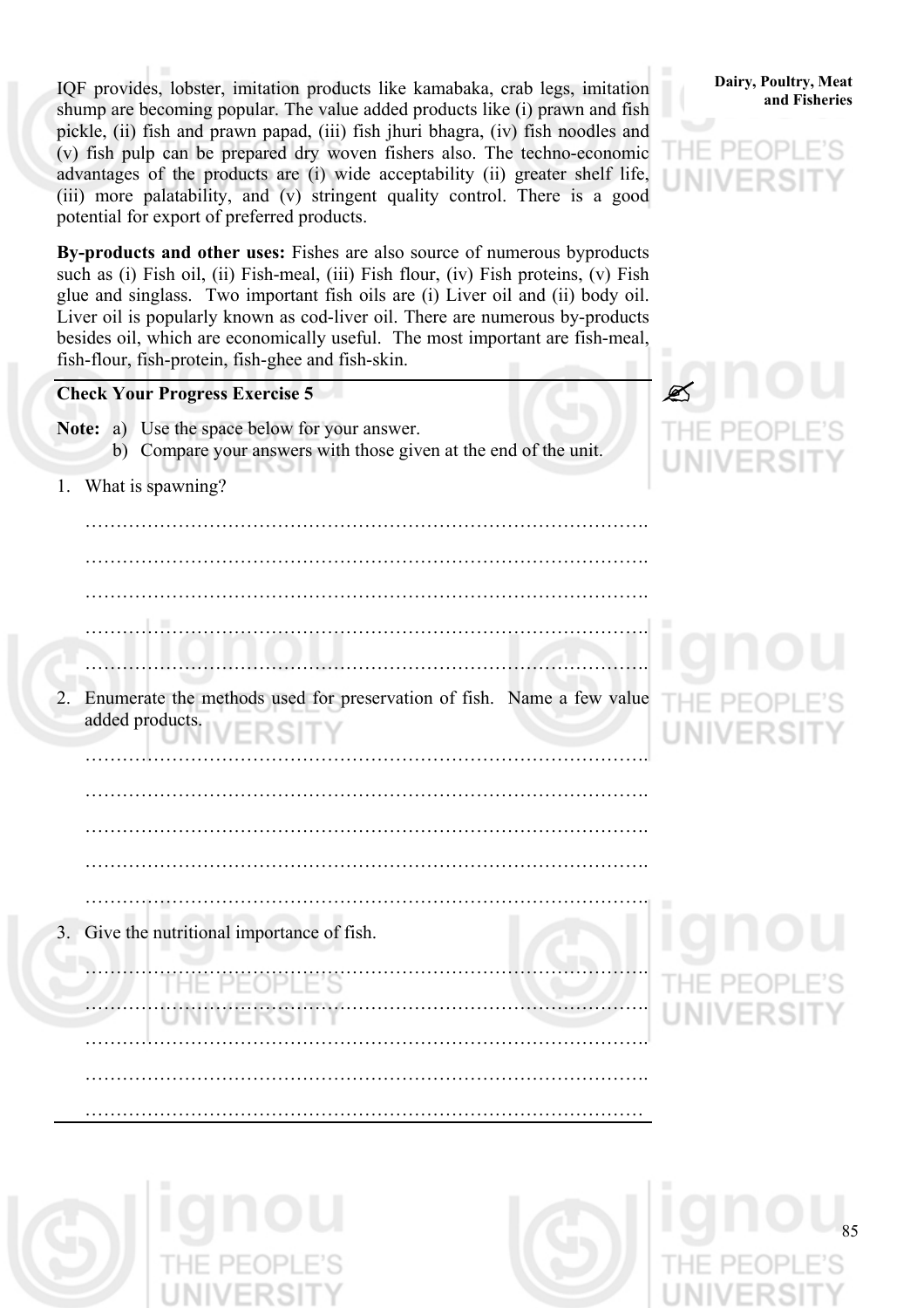IQF provides, lobster, imitation products like kamabaka, crab legs, imitation shump are becoming popular. The value added products like (i) prawn and fish pickle, (ii) fish and prawn papad, (iii) fish jhuri bhagra, (iv) fish noodles and (v) fish pulp can be prepared dry woven fishers also. The techno-economic advantages of the products are (i) wide acceptability (ii) greater shelf life, (iii) more palatability, and (v) stringent quality control. There is a good potential for export of preferred products.

**By-products and other uses:** Fishes are also source of numerous byproducts such as (i) Fish oil, (ii) Fish-meal, (iii) Fish flour, (iv) Fish proteins, (v) Fish glue and singlass. Two important fish oils are (i) Liver oil and (ii) body oil. Liver oil is popularly known as cod-liver oil. There are numerous by-products besides oil, which are economically useful. The most important are fish-meal, fish-flour, fish-protein, fish-ghee and fish-skin.

**Check Your Progress Exercise 5**

**Note:** a) Use the space below for your answer.
b) Compare your answers with those given at the end of the unit.

1. What is spawning?

…………………………………………………………………………………….

…………………………………………………………………………………….

…………………………………………………………………………………….

…………………………………………………………………………………….

…………………………………………………………………………………….

2. Enumerate the methods used for preservation of fish. Name a few value added products.

…………………………………………………………………………………….

…………………………………………………………………………………….

…………………………………………………………………………………….

…………………………………………………………………………………….

…………………………………………………………………………………….

3. Give the nutritional importance of fish.

…………………………………………………………………………………….

…………………………………………………………………………………….

…………………………………………………………………………………….

…………………………………………………………………………………….

…………………………………………………………………………………….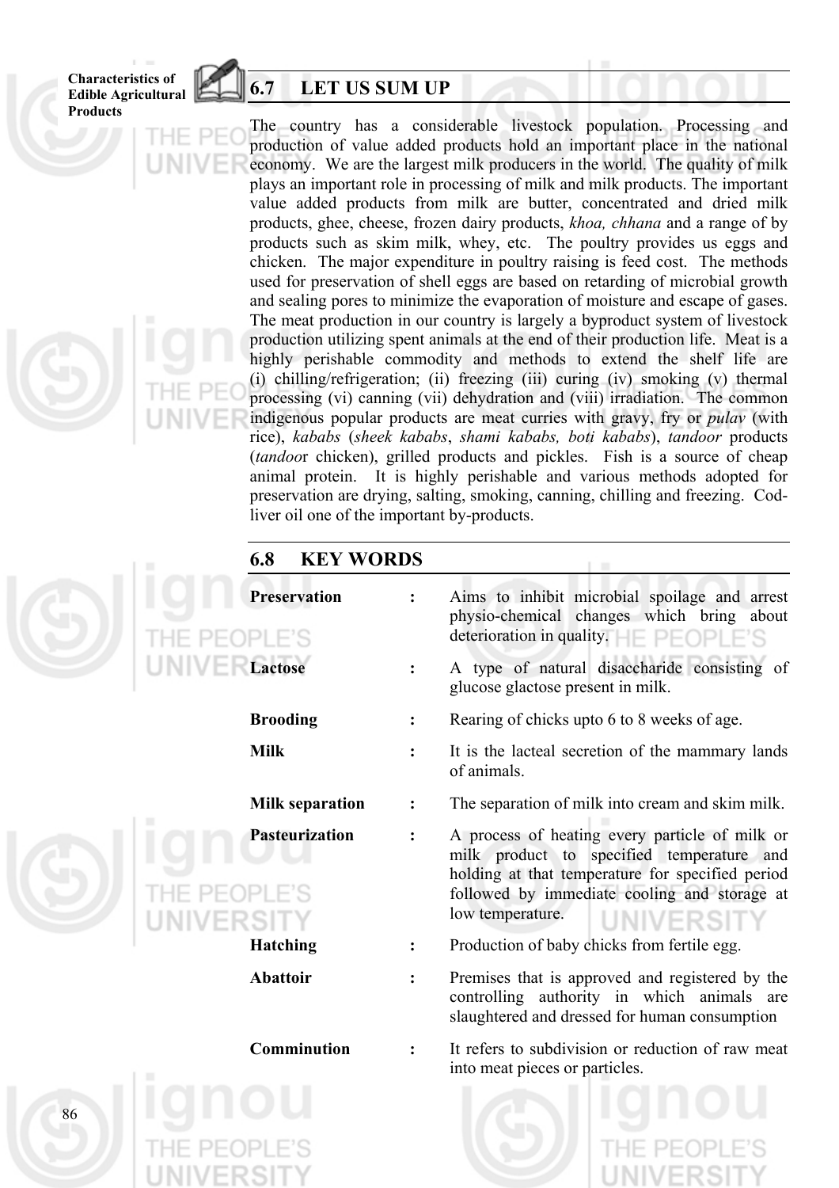## 6.7 LET US SUM UP

The country has a considerable livestock population. Processing and production of value added products hold an important place in the national economy. We are the largest milk producers in the world. The quality of milk plays an important role in processing of milk and milk products. The important value added products from milk are butter, concentrated and dried milk products, ghee, cheese, frozen dairy products, *khoa, chhana* and a range of by products such as skim milk, whey, etc. The poultry provides us eggs and chicken. The major expenditure in poultry raising is feed cost. The methods used for preservation of shell eggs are based on retarding of microbial growth and sealing pores to minimize the evaporation of moisture and escape of gases. The meat production in our country is largely a byproduct system of livestock production utilizing spent animals at the end of their production life. Meat is a highly perishable commodity and methods to extend the shelf life are (i) chilling/refrigeration; (ii) freezing (iii) curing (iv) smoking (v) thermal processing (vi) canning (vii) dehydration and (viii) irradiation. The common indigenous popular products are meat curries with gravy, fry or *pulav* (with rice), *kababs* (*sheek kababs*, *shami kababs, boti kababs*), *tandoor* products (*tandoo*r chicken), grilled products and pickles. Fish is a source of cheap animal protein. It is highly perishable and various methods adopted for preservation are drying, salting, smoking, canning, chilling and freezing. Cod-liver oil one of the important by-products.

## 6.8 KEY WORDS

**Preservation** : Aims to inhibit microbial spoilage and arrest physio-chemical changes which bring about deterioration in quality.

**Lactose** : A type of natural disaccharide consisting of glucose glactose present in milk.

**Brooding** : Rearing of chicks upto 6 to 8 weeks of age.

**Milk** : It is the lacteal secretion of the mammary lands of animals.

**Milk separation** : The separation of milk into cream and skim milk.

**Pasteurization** : A process of heating every particle of milk or milk product to specified temperature and holding at that temperature for specified period followed by immediate cooling and storage at low temperature.

**Hatching** : Production of baby chicks from fertile egg.

**Abattoir** : Premises that is approved and registered by the controlling authority in which animals are slaughtered and dressed for human consumption

**Comminution** : It refers to subdivision or reduction of raw meat into meat pieces or particles.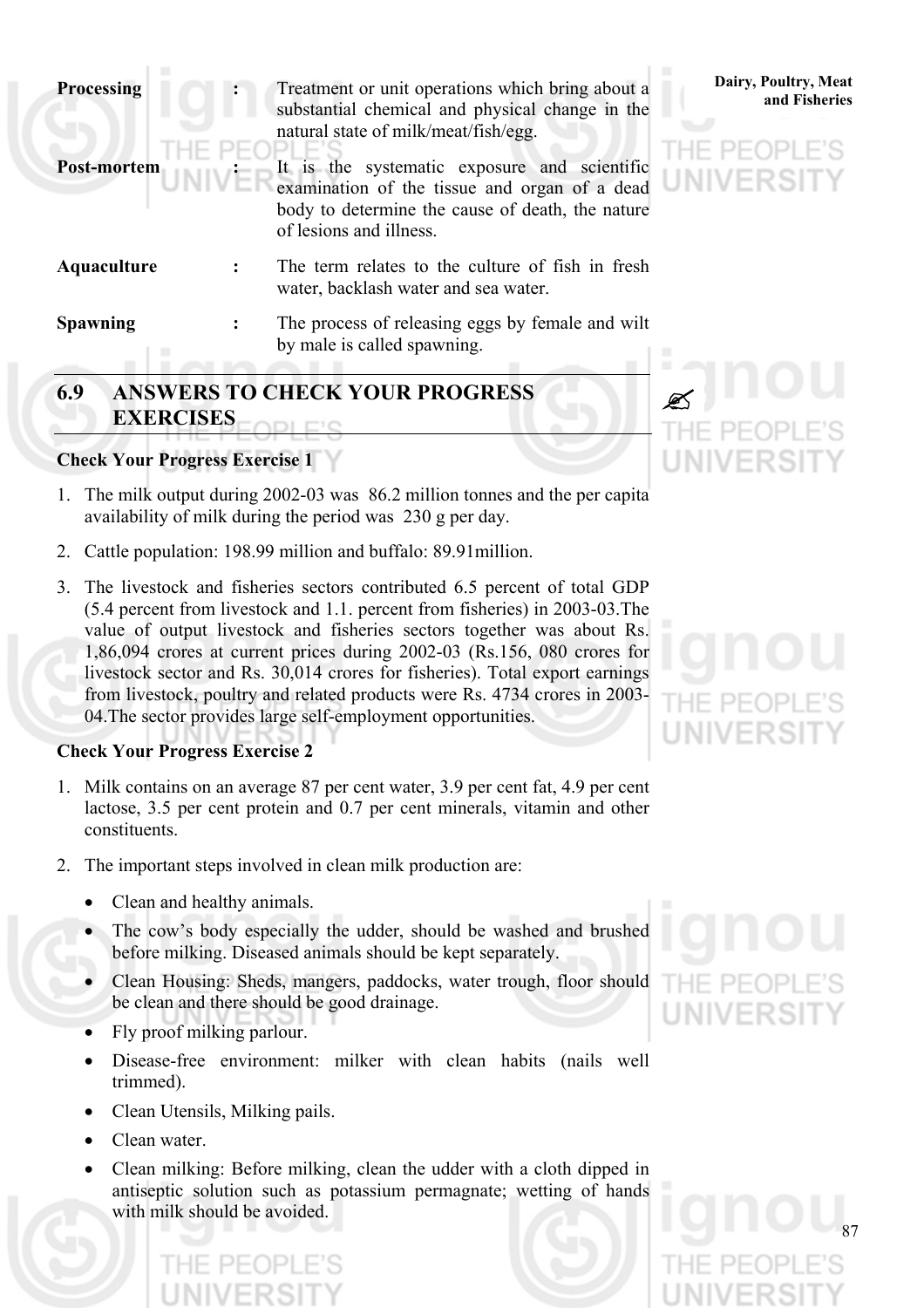| | | |
|---|---|---|
| **Processing** | : | Treatment or unit operations which bring about a substantial chemical and physical change in the natural state of milk/meat/fish/egg. |
| **Post-mortem** | : | It is the systematic exposure and scientific examination of the tissue and organ of a dead body to determine the cause of death, the nature of lesions and illness. |
| **Aquaculture** | : | The term relates to the culture of fish in fresh water, backlash water and sea water. |
| **Spawning** | : | The process of releasing eggs by female and wilt by male is called spawning. |

## 6.9 ANSWERS TO CHECK YOUR PROGRESS EXERCISES

### Check Your Progress Exercise 1

1. The milk output during 2002-03 was 86.2 million tonnes and the per capita availability of milk during the period was 230 g per day.
2. Cattle population: 198.99 million and buffalo: 89.91million.
3. The livestock and fisheries sectors contributed 6.5 percent of total GDP (5.4 percent from livestock and 1.1. percent from fisheries) in 2003-03.The value of output livestock and fisheries sectors together was about Rs. 1,86,094 crores at current prices during 2002-03 (Rs.156, 080 crores for livestock sector and Rs. 30,014 crores for fisheries). Total export earnings from livestock, poultry and related products were Rs. 4734 crores in 2003-04.The sector provides large self-employment opportunities.

### Check Your Progress Exercise 2

1. Milk contains on an average 87 per cent water, 3.9 per cent fat, 4.9 per cent lactose, 3.5 per cent protein and 0.7 per cent minerals, vitamin and other constituents.
2. The important steps involved in clean milk production are:
   - Clean and healthy animals.
   - The cow's body especially the udder, should be washed and brushed before milking. Diseased animals should be kept separately.
   - Clean Housing: Sheds, mangers, paddocks, water trough, floor should be clean and there should be good drainage.
   - Fly proof milking parlour.
   - Disease-free environment: milker with clean habits (nails well trimmed).
   - Clean Utensils, Milking pails.
   - Clean water.
   - Clean milking: Before milking, clean the udder with a cloth dipped in antiseptic solution such as potassium permagnate; wetting of hands with milk should be avoided.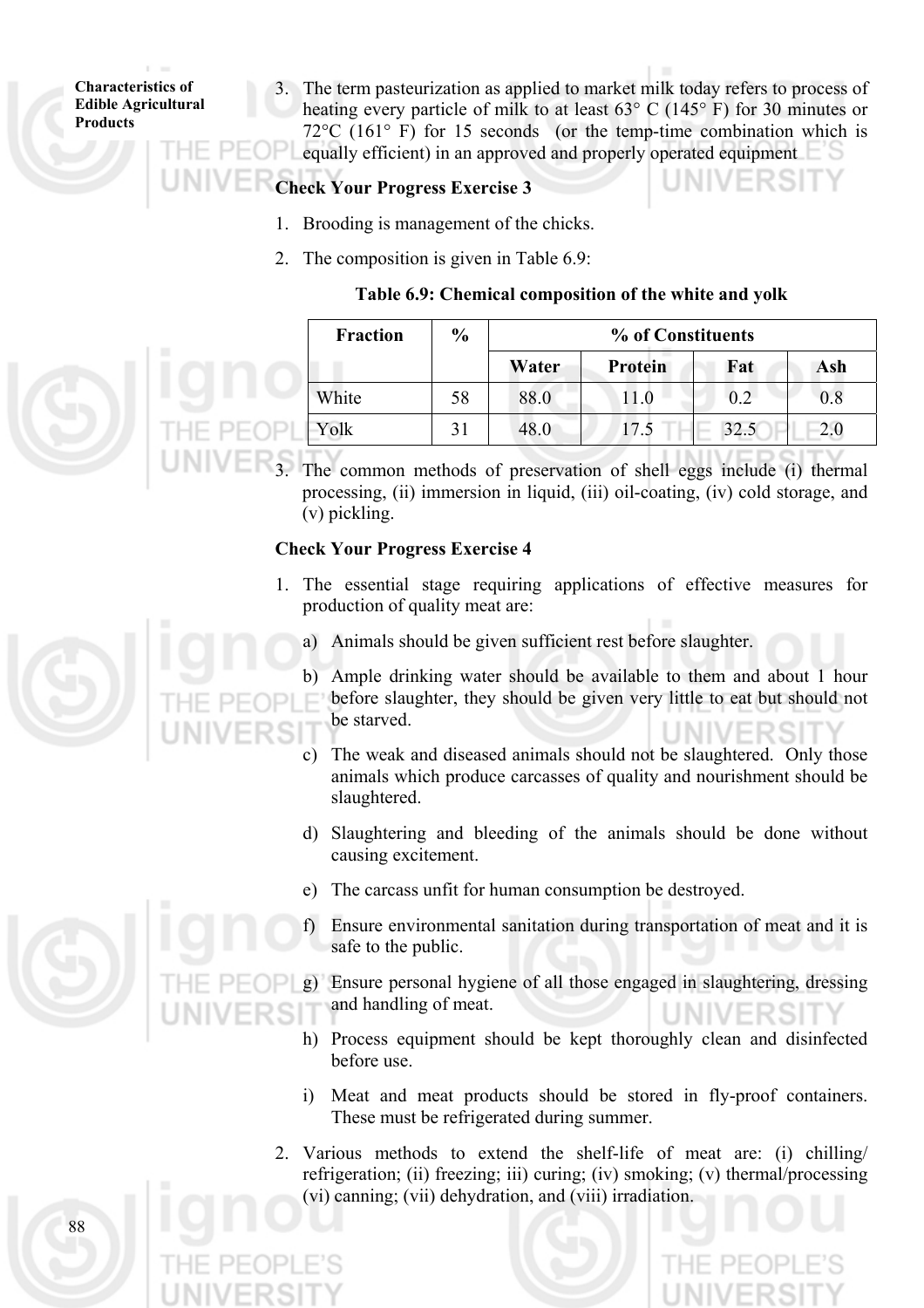3. The term pasteurization as applied to market milk today refers to process of heating every particle of milk to at least 63° C (145° F) for 30 minutes or 72°C (161° F) for 15 seconds (or the temp-time combination which is equally efficient) in an approved and properly operated equipment

**Check Your Progress Exercise 3**

1. Brooding is management of the chicks.
2. The composition is given in Table 6.9:

**Table 6.9: Chemical composition of the white and yolk**

| Fraction | % | % of Constituents | | | |
|---|---|---|---|---|---|
| | | Water | Protein | Fat | Ash |
| White | 58 | 88.0 | 11.0 | 0.2 | 0.8 |
| Yolk | 31 | 48.0 | 17.5 | 32.5 | 2.0 |

3. The common methods of preservation of shell eggs include (i) thermal processing, (ii) immersion in liquid, (iii) oil-coating, (iv) cold storage, and (v) pickling.

**Check Your Progress Exercise 4**

1. The essential stage requiring applications of effective measures for production of quality meat are:
   a) Animals should be given sufficient rest before slaughter.
   b) Ample drinking water should be available to them and about 1 hour before slaughter, they should be given very little to eat but should not be starved.
   c) The weak and diseased animals should not be slaughtered. Only those animals which produce carcasses of quality and nourishment should be slaughtered.
   d) Slaughtering and bleeding of the animals should be done without causing excitement.
   e) The carcass unfit for human consumption be destroyed.
   f) Ensure environmental sanitation during transportation of meat and it is safe to the public.
   g) Ensure personal hygiene of all those engaged in slaughtering, dressing and handling of meat.
   h) Process equipment should be kept thoroughly clean and disinfected before use.
   i) Meat and meat products should be stored in fly-proof containers. These must be refrigerated during summer.
2. Various methods to extend the shelf-life of meat are: (i) chilling/ refrigeration; (ii) freezing; iii) curing; (iv) smoking; (v) thermal/processing (vi) canning; (vii) dehydration, and (viii) irradiation.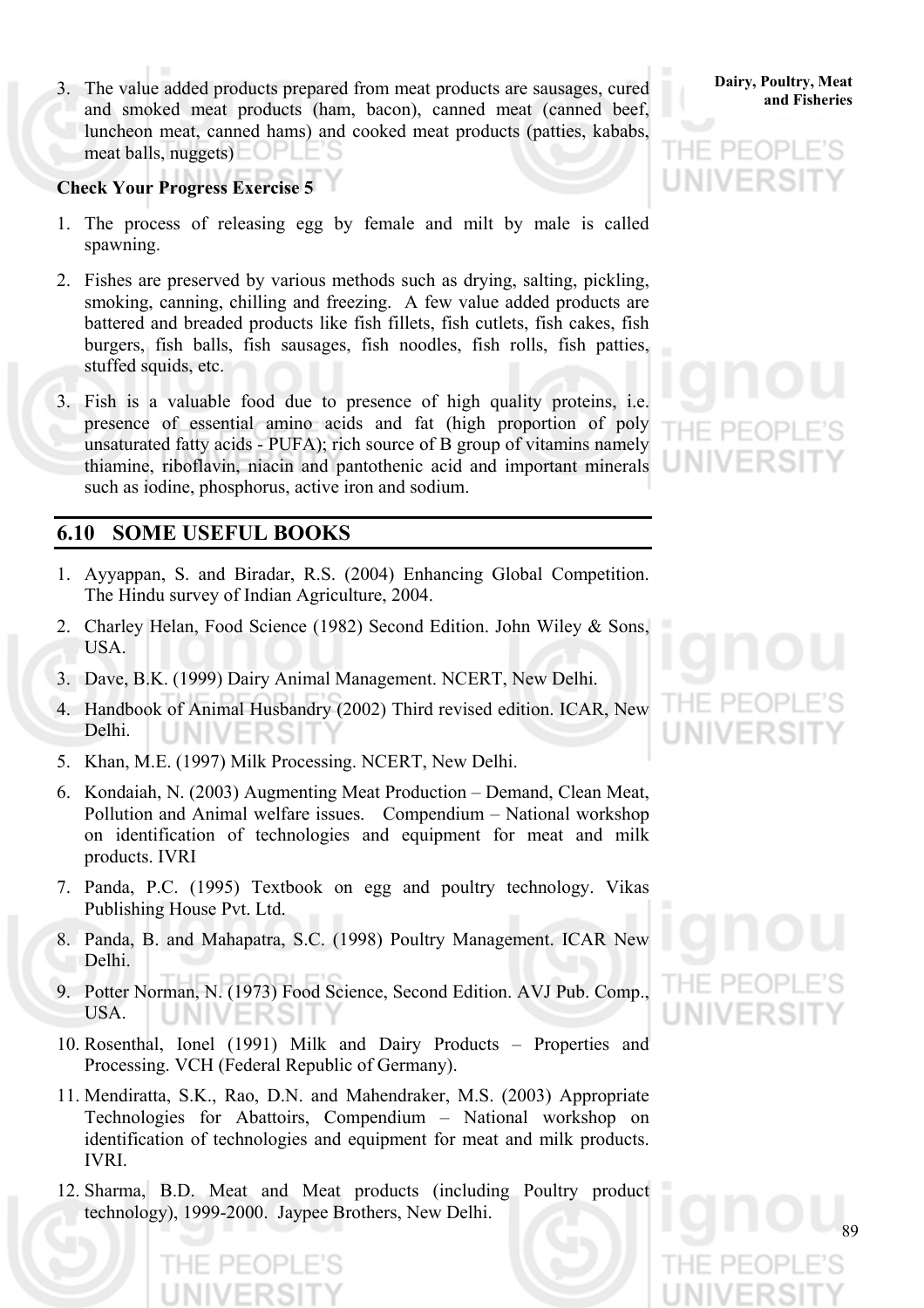3. The value added products prepared from meat products are sausages, cured and smoked meat products (ham, bacon), canned meat (canned beef, luncheon meat, canned hams) and cooked meat products (patties, kababs, meat balls, nuggets)

**Check Your Progress Exercise 5**

1. The process of releasing egg by female and milt by male is called spawning.

2. Fishes are preserved by various methods such as drying, salting, pickling, smoking, canning, chilling and freezing. A few value added products are battered and breaded products like fish fillets, fish cutlets, fish cakes, fish burgers, fish balls, fish sausages, fish noodles, fish rolls, fish patties, stuffed squids, etc.

3. Fish is a valuable food due to presence of high quality proteins, i.e. presence of essential amino acids and fat (high proportion of poly unsaturated fatty acids - PUFA); rich source of B group of vitamins namely thiamine, riboflavin, niacin and pantothenic acid and important minerals such as iodine, phosphorus, active iron and sodium.

## 6.10 SOME USEFUL BOOKS

1. Ayyappan, S. and Biradar, R.S. (2004) Enhancing Global Competition. The Hindu survey of Indian Agriculture, 2004.
2. Charley Helan, Food Science (1982) Second Edition. John Wiley & Sons, USA.
3. Dave, B.K. (1999) Dairy Animal Management. NCERT, New Delhi.
4. Handbook of Animal Husbandry (2002) Third revised edition. ICAR, New Delhi.
5. Khan, M.E. (1997) Milk Processing. NCERT, New Delhi.
6. Kondaiah, N. (2003) Augmenting Meat Production – Demand, Clean Meat, Pollution and Animal welfare issues. Compendium – National workshop on identification of technologies and equipment for meat and milk products. IVRI
7. Panda, P.C. (1995) Textbook on egg and poultry technology. Vikas Publishing House Pvt. Ltd.
8. Panda, B. and Mahapatra, S.C. (1998) Poultry Management. ICAR New Delhi.
9. Potter Norman, N. (1973) Food Science, Second Edition. AVJ Pub. Comp., USA.
10. Rosenthal, Ionel (1991) Milk and Dairy Products – Properties and Processing. VCH (Federal Republic of Germany).
11. Mendiratta, S.K., Rao, D.N. and Mahendraker, M.S. (2003) Appropriate Technologies for Abattoirs, Compendium – National workshop on identification of technologies and equipment for meat and milk products. IVRI.
12. Sharma, B.D. Meat and Meat products (including Poultry product technology), 1999-2000. Jaypee Brothers, New Delhi.